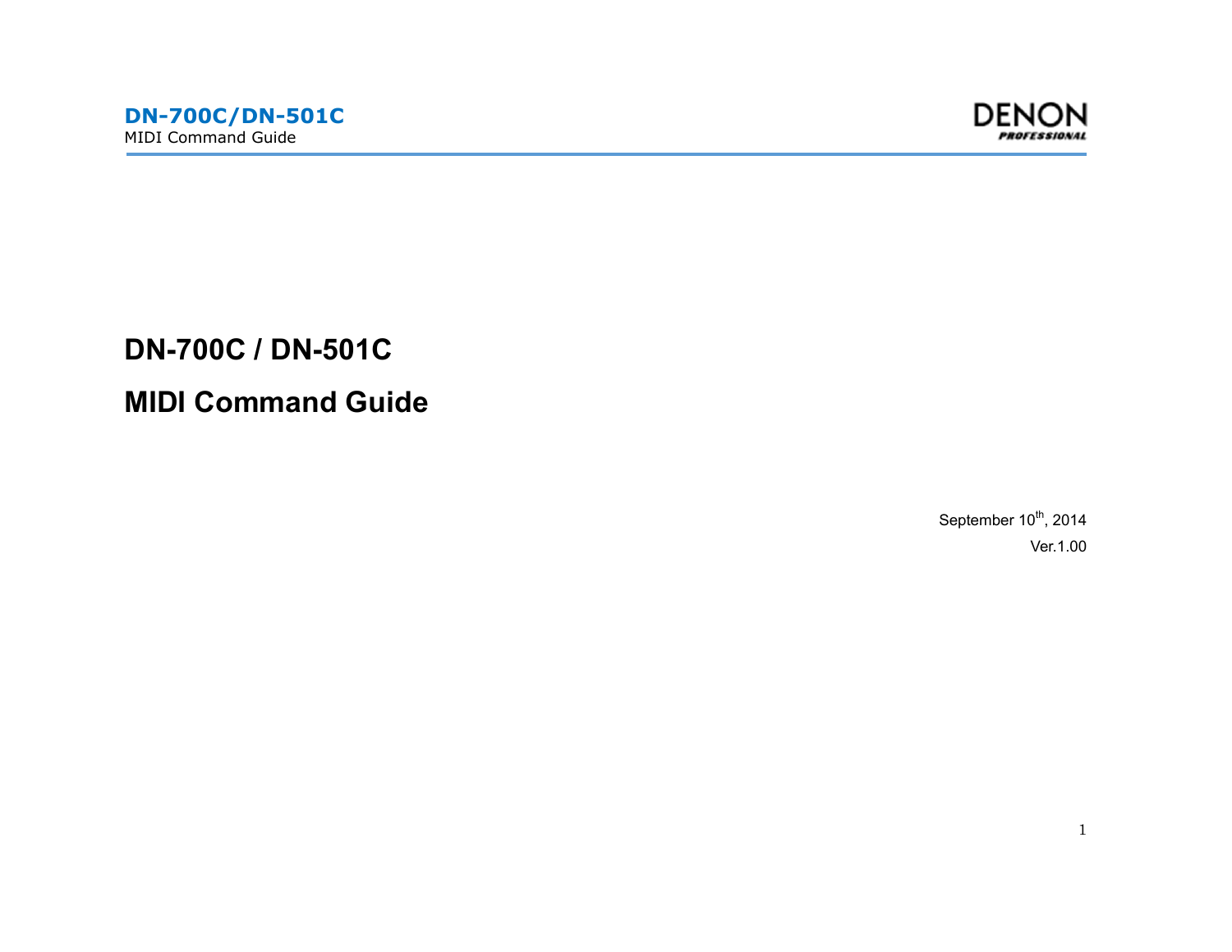# DN-700C / DN-501C

# MIDI Command Guide

September 10th, 2014

Ver.1.00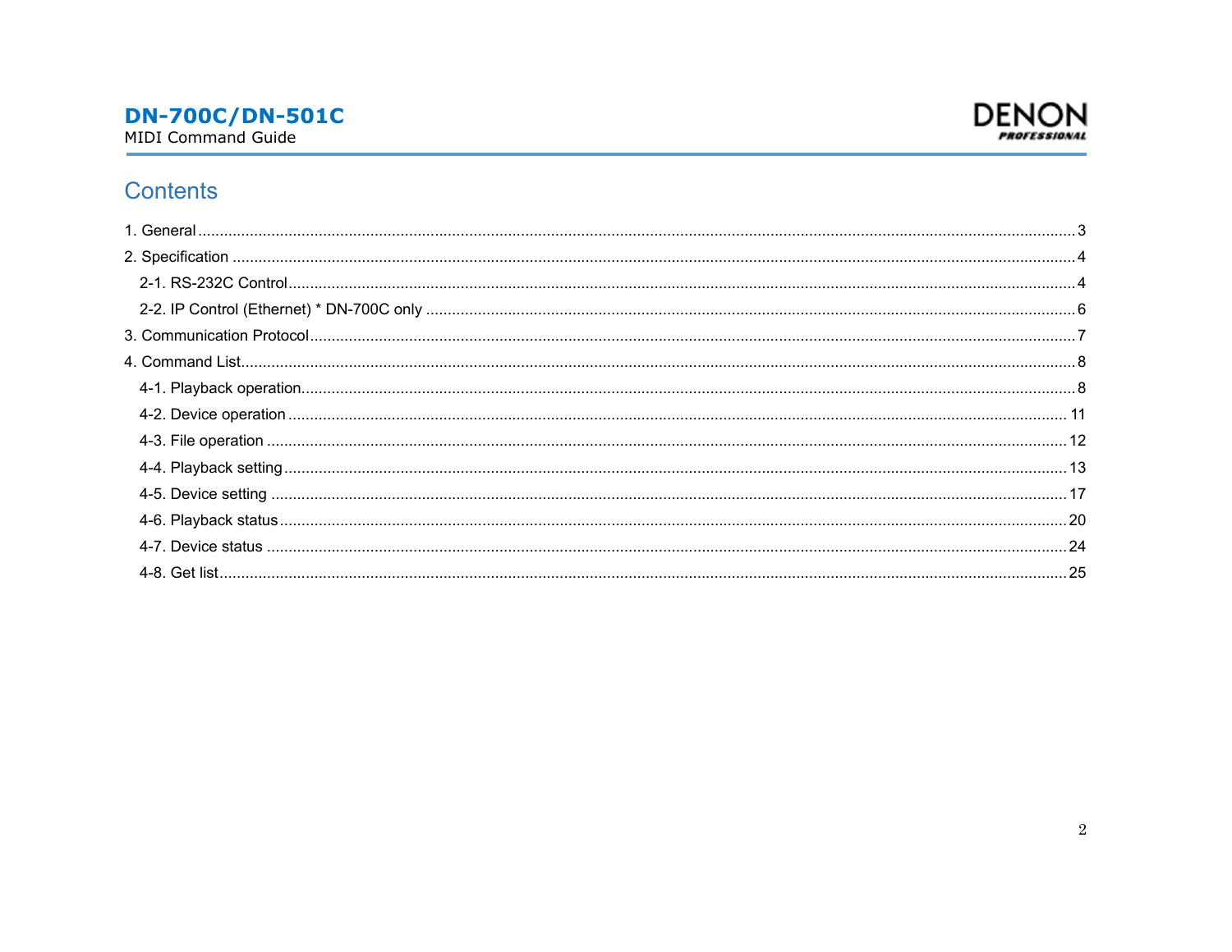# Contents

1. General ..... 3
2. Specification ..... 4
   - 2-1. RS-232C Control ..... 4
   - 2-2. IP Control (Ethernet) * DN-700C only ..... 6
3. Communication Protocol ..... 7
4. Command List ..... 8
   - 4-1. Playback operation ..... 8
   - 4-2. Device operation ..... 11
   - 4-3. File operation ..... 12
   - 4-4. Playback setting ..... 13
   - 4-5. Device setting ..... 17
   - 4-6. Playback status ..... 20
   - 4-7. Device status ..... 24
   - 4-8. Get list ..... 25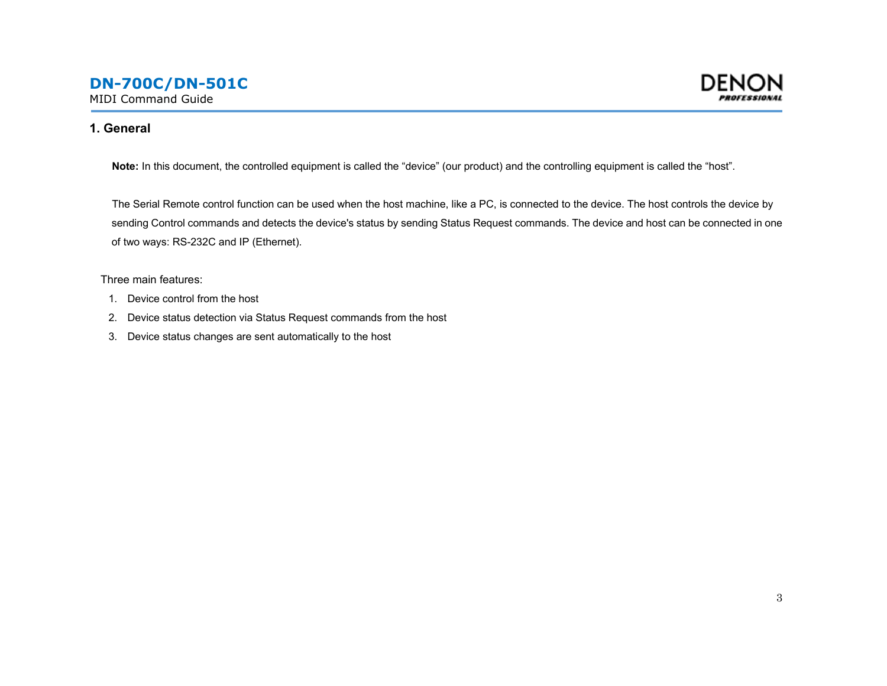## 1. General

**Note:** In this document, the controlled equipment is called the “device” (our product) and the controlling equipment is called the “host”.

The Serial Remote control function can be used when the host machine, like a PC, is connected to the device. The host controls the device by sending Control commands and detects the device's status by sending Status Request commands. The device and host can be connected in one of two ways: RS-232C and IP (Ethernet).

Three main features:

1. Device control from the host
2. Device status detection via Status Request commands from the host
3. Device status changes are sent automatically to the host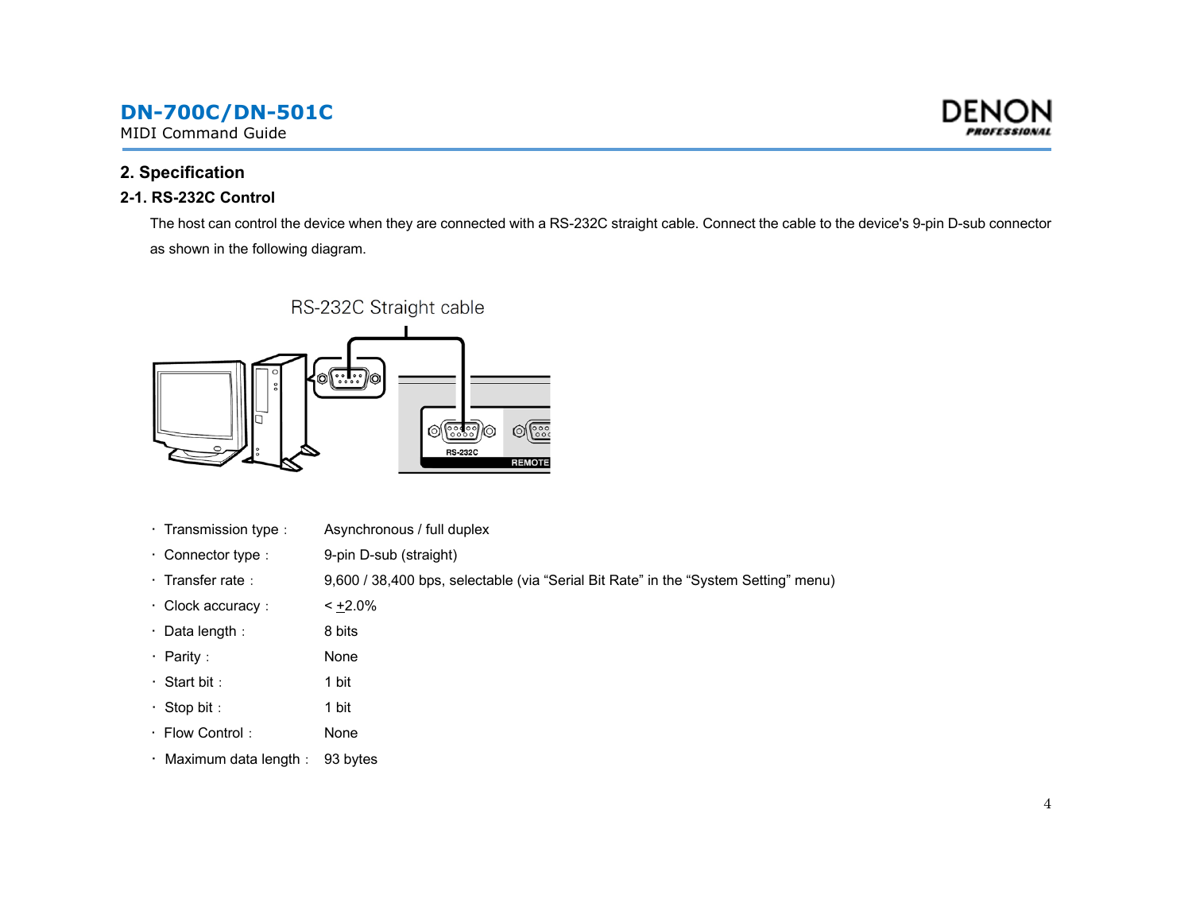## 2. Specification

### 2-1. RS-232C Control

The host can control the device when they are connected with a RS-232C straight cable. Connect the cable to the device's 9-pin D-sub connector as shown in the following diagram.

- Transmission type : Asynchronous / full duplex
- Connector type : 9-pin D-sub (straight)
- Transfer rate : 9,600 / 38,400 bps, selectable (via “Serial Bit Rate” in the “System Setting” menu)
- Clock accuracy : < ±2.0%
- Data length : 8 bits
- Parity : None
- Start bit : 1 bit
- Stop bit : 1 bit
- Flow Control : None
- Maximum data length : 93 bytes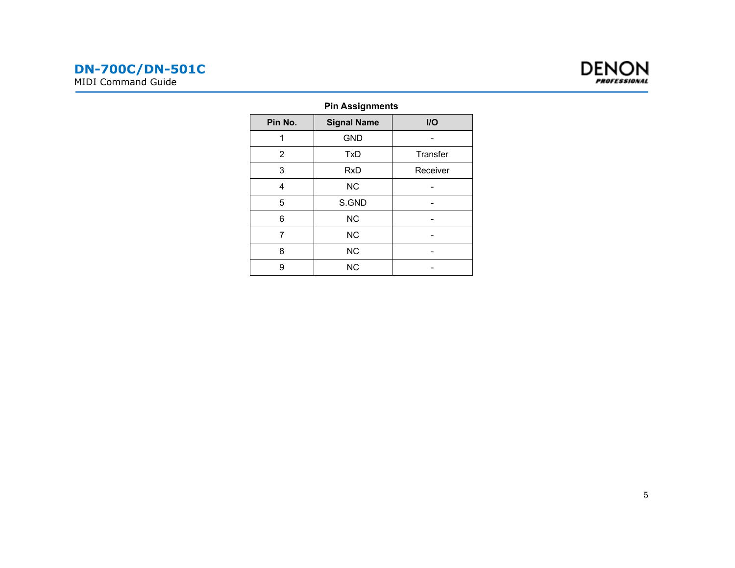**Pin Assignments**

| Pin No. | Signal Name | I/O |
|---|---|---|
| 1 | GND | - |
| 2 | TxD | Transfer |
| 3 | RxD | Receiver |
| 4 | NC | - |
| 5 | S.GND | - |
| 6 | NC | - |
| 7 | NC | - |
| 8 | NC | - |
| 9 | NC | - |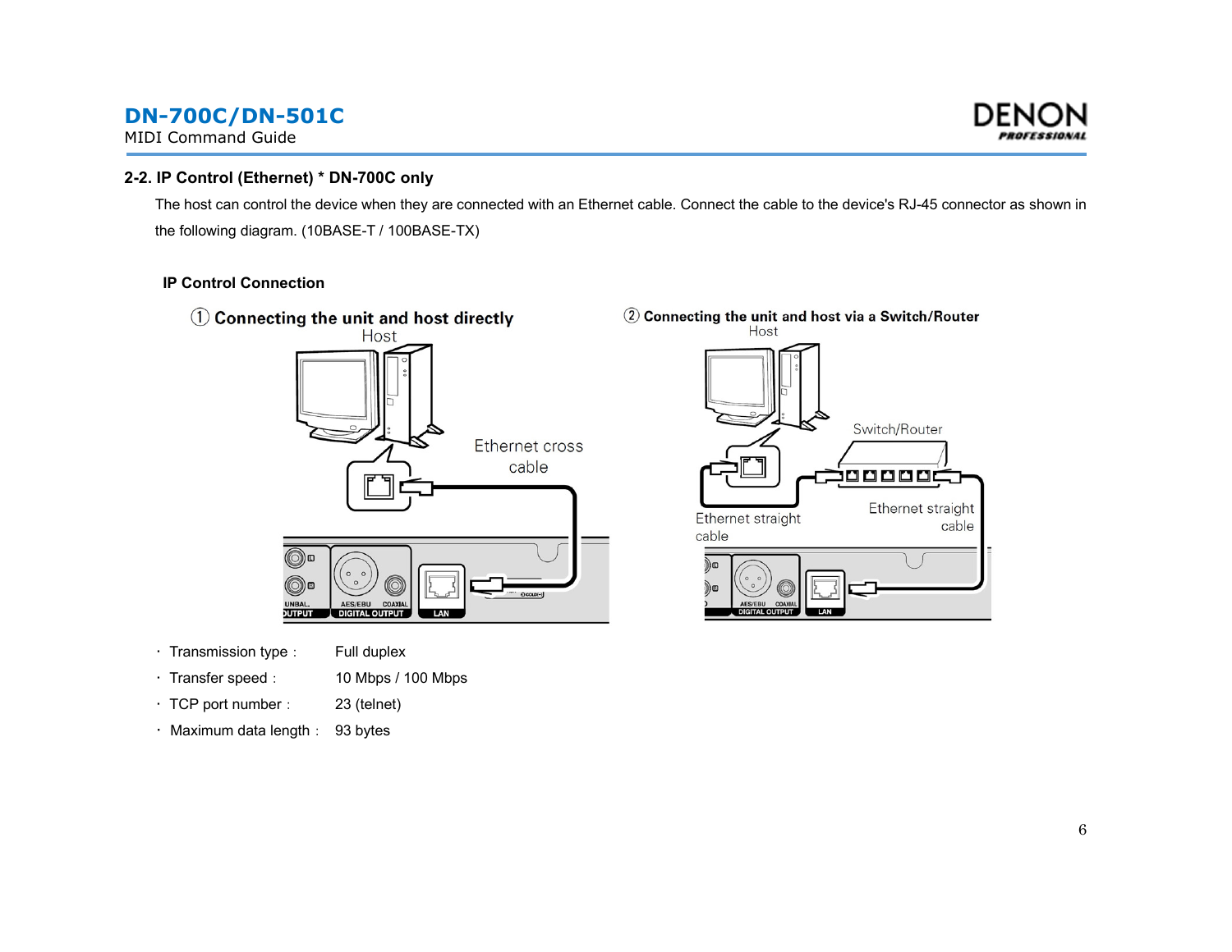## 2-2. IP Control (Ethernet) * DN-700C only

The host can control the device when they are connected with an Ethernet cable. Connect the cable to the device's RJ-45 connector as shown in the following diagram. (10BASE-T / 100BASE-TX)

### IP Control Connection

① Connecting the unit and host directly

② Connecting the unit and host via a Switch/Router

- Transmission type : Full duplex
- Transfer speed : 10 Mbps / 100 Mbps
- TCP port number : 23 (telnet)
- Maximum data length : 93 bytes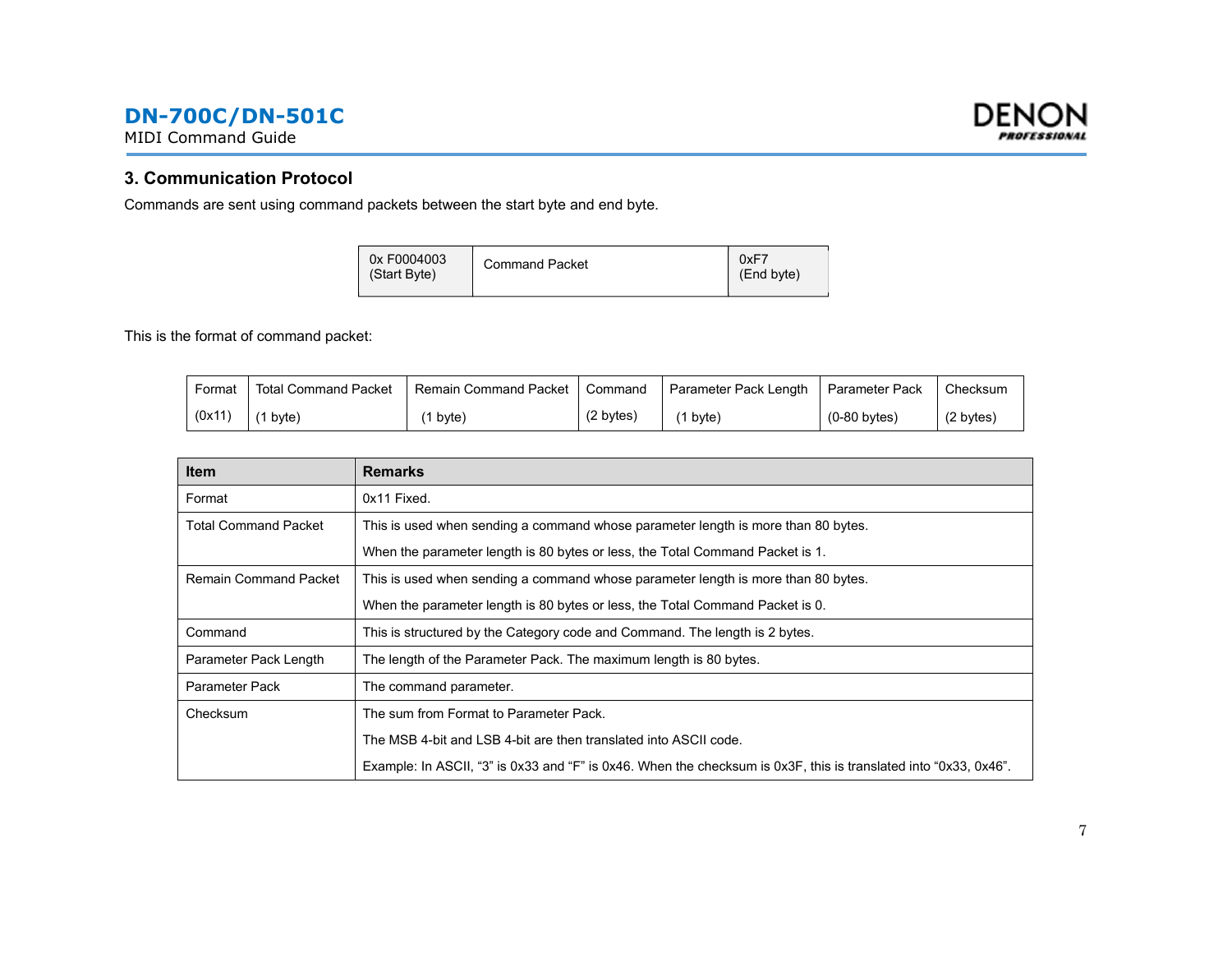## 3. Communication Protocol

Commands are sent using command packets between the start byte and end byte.

| 0x F0004003 (Start Byte) | Command Packet | 0xF7 (End byte) |
|---|---|---|

This is the format of command packet:

| Format | Total Command Packet | Remain Command Packet | Command | Parameter Pack Length | Parameter Pack | Checksum |
|---|---|---|---|---|---|---|
| (0x11) | (1 byte) | (1 byte) | (2 bytes) | (1 byte) | (0-80 bytes) | (2 bytes) |

| Item | Remarks |
|---|---|
| Format | 0x11 Fixed. |
| Total Command Packet | This is used when sending a command whose parameter length is more than 80 bytes.<br>When the parameter length is 80 bytes or less, the Total Command Packet is 1. |
| Remain Command Packet | This is used when sending a command whose parameter length is more than 80 bytes.<br>When the parameter length is 80 bytes or less, the Total Command Packet is 0. |
| Command | This is structured by the Category code and Command. The length is 2 bytes. |
| Parameter Pack Length | The length of the Parameter Pack. The maximum length is 80 bytes. |
| Parameter Pack | The command parameter. |
| Checksum | The sum from Format to Parameter Pack.<br>The MSB 4-bit and LSB 4-bit are then translated into ASCII code.<br>Example: In ASCII, “3” is 0x33 and “F” is 0x46. When the checksum is 0x3F, this is translated into “0x33, 0x46”. |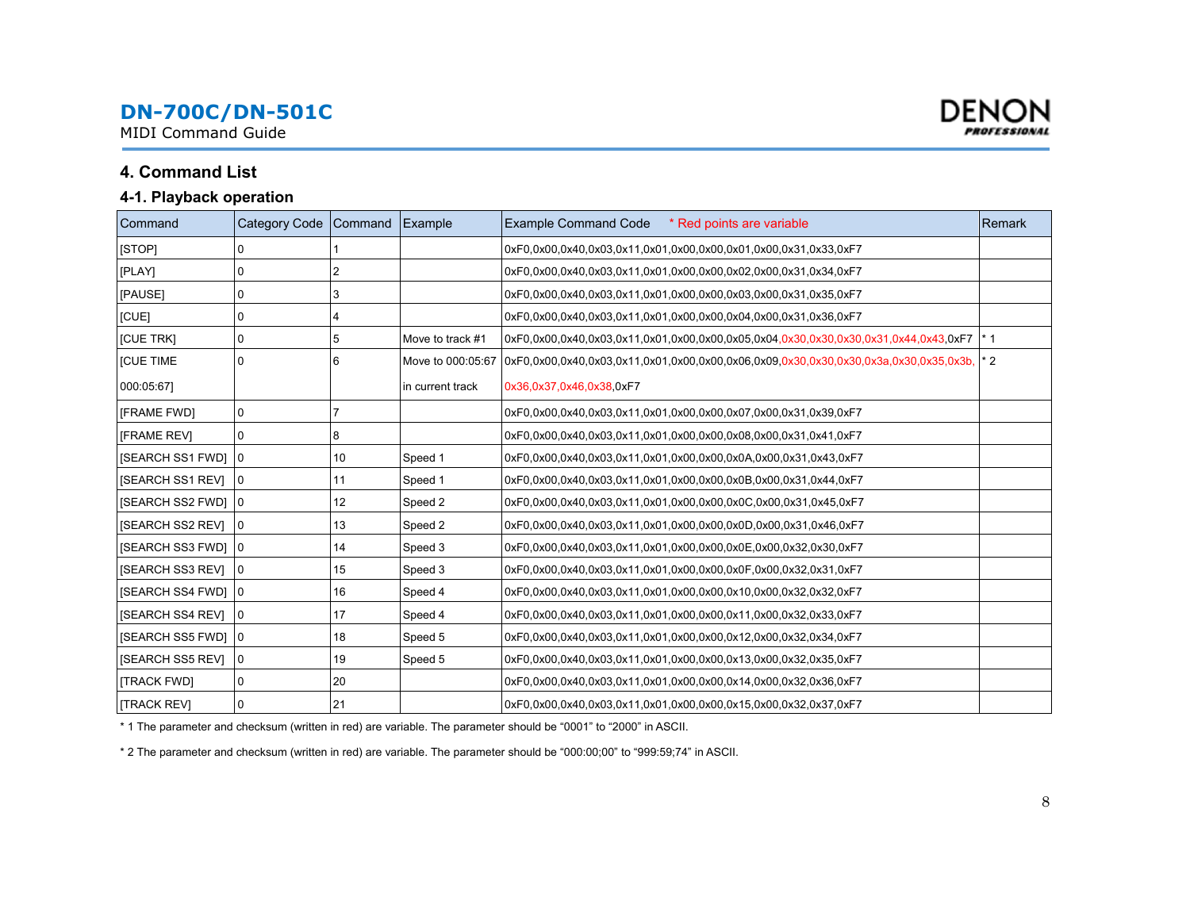## 4. Command List

### 4-1. Playback operation

| Command | Category Code | Command | Example | Example Command Code * Red points are variable | Remark |
|---|---|---|---|---|---|
| [STOP] | 0 | 1 | | 0xF0,0x00,0x40,0x03,0x11,0x01,0x00,0x00,0x01,0x00,0x31,0x33,0xF7 | |
| [PLAY] | 0 | 2 | | 0xF0,0x00,0x40,0x03,0x11,0x01,0x00,0x00,0x02,0x00,0x31,0x34,0xF7 | |
| [PAUSE] | 0 | 3 | | 0xF0,0x00,0x40,0x03,0x11,0x01,0x00,0x00,0x03,0x00,0x31,0x35,0xF7 | |
| [CUE] | 0 | 4 | | 0xF0,0x00,0x40,0x03,0x11,0x01,0x00,0x00,0x04,0x00,0x31,0x36,0xF7 | |
| [CUE TRK] | 0 | 5 | Move to track #1 | 0xF0,0x00,0x40,0x03,0x11,0x01,0x00,0x00,0x05,0x04,0x30,0x30,0x30,0x31,0x44,0x43,0xF7 | * 1 |
| [CUE TIME 000:05:67] | 0 | 6 | Move to 000:05:67 in current track | 0xF0,0x00,0x40,0x03,0x11,0x01,0x00,0x00,0x06,0x09,0x30,0x30,0x30,0x3a,0x30,0x35,0x3b, 0x36,0x37,0x46,0x38,0xF7 | * 2 |
| [FRAME FWD] | 0 | 7 | | 0xF0,0x00,0x40,0x03,0x11,0x01,0x00,0x00,0x07,0x00,0x31,0x39,0xF7 | |
| [FRAME REV] | 0 | 8 | | 0xF0,0x00,0x40,0x03,0x11,0x01,0x00,0x00,0x08,0x00,0x31,0x41,0xF7 | |
| [SEARCH SS1 FWD] | 0 | 10 | Speed 1 | 0xF0,0x00,0x40,0x03,0x11,0x01,0x00,0x00,0x0A,0x00,0x31,0x43,0xF7 | |
| [SEARCH SS1 REV] | 0 | 11 | Speed 1 | 0xF0,0x00,0x40,0x03,0x11,0x01,0x00,0x00,0x0B,0x00,0x31,0x44,0xF7 | |
| [SEARCH SS2 FWD] | 0 | 12 | Speed 2 | 0xF0,0x00,0x40,0x03,0x11,0x01,0x00,0x00,0x0C,0x00,0x31,0x45,0xF7 | |
| [SEARCH SS2 REV] | 0 | 13 | Speed 2 | 0xF0,0x00,0x40,0x03,0x11,0x01,0x00,0x00,0x0D,0x00,0x31,0x46,0xF7 | |
| [SEARCH SS3 FWD] | 0 | 14 | Speed 3 | 0xF0,0x00,0x40,0x03,0x11,0x01,0x00,0x00,0x0E,0x00,0x32,0x30,0xF7 | |
| [SEARCH SS3 REV] | 0 | 15 | Speed 3 | 0xF0,0x00,0x40,0x03,0x11,0x01,0x00,0x00,0x0F,0x00,0x32,0x31,0xF7 | |
| [SEARCH SS4 FWD] | 0 | 16 | Speed 4 | 0xF0,0x00,0x40,0x03,0x11,0x01,0x00,0x00,0x10,0x00,0x32,0x32,0xF7 | |
| [SEARCH SS4 REV] | 0 | 17 | Speed 4 | 0xF0,0x00,0x40,0x03,0x11,0x01,0x00,0x00,0x11,0x00,0x32,0x33,0xF7 | |
| [SEARCH SS5 FWD] | 0 | 18 | Speed 5 | 0xF0,0x00,0x40,0x03,0x11,0x01,0x00,0x00,0x12,0x00,0x32,0x34,0xF7 | |
| [SEARCH SS5 REV] | 0 | 19 | Speed 5 | 0xF0,0x00,0x40,0x03,0x11,0x01,0x00,0x00,0x13,0x00,0x32,0x35,0xF7 | |
| [TRACK FWD] | 0 | 20 | | 0xF0,0x00,0x40,0x03,0x11,0x01,0x00,0x00,0x14,0x00,0x32,0x36,0xF7 | |
| [TRACK REV] | 0 | 21 | | 0xF0,0x00,0x40,0x03,0x11,0x01,0x00,0x00,0x15,0x00,0x32,0x37,0xF7 | |

* 1 The parameter and checksum (written in red) are variable. The parameter should be "0001" to "2000" in ASCII.

* 2 The parameter and checksum (written in red) are variable. The parameter should be "000:00;00" to "999:59;74" in ASCII.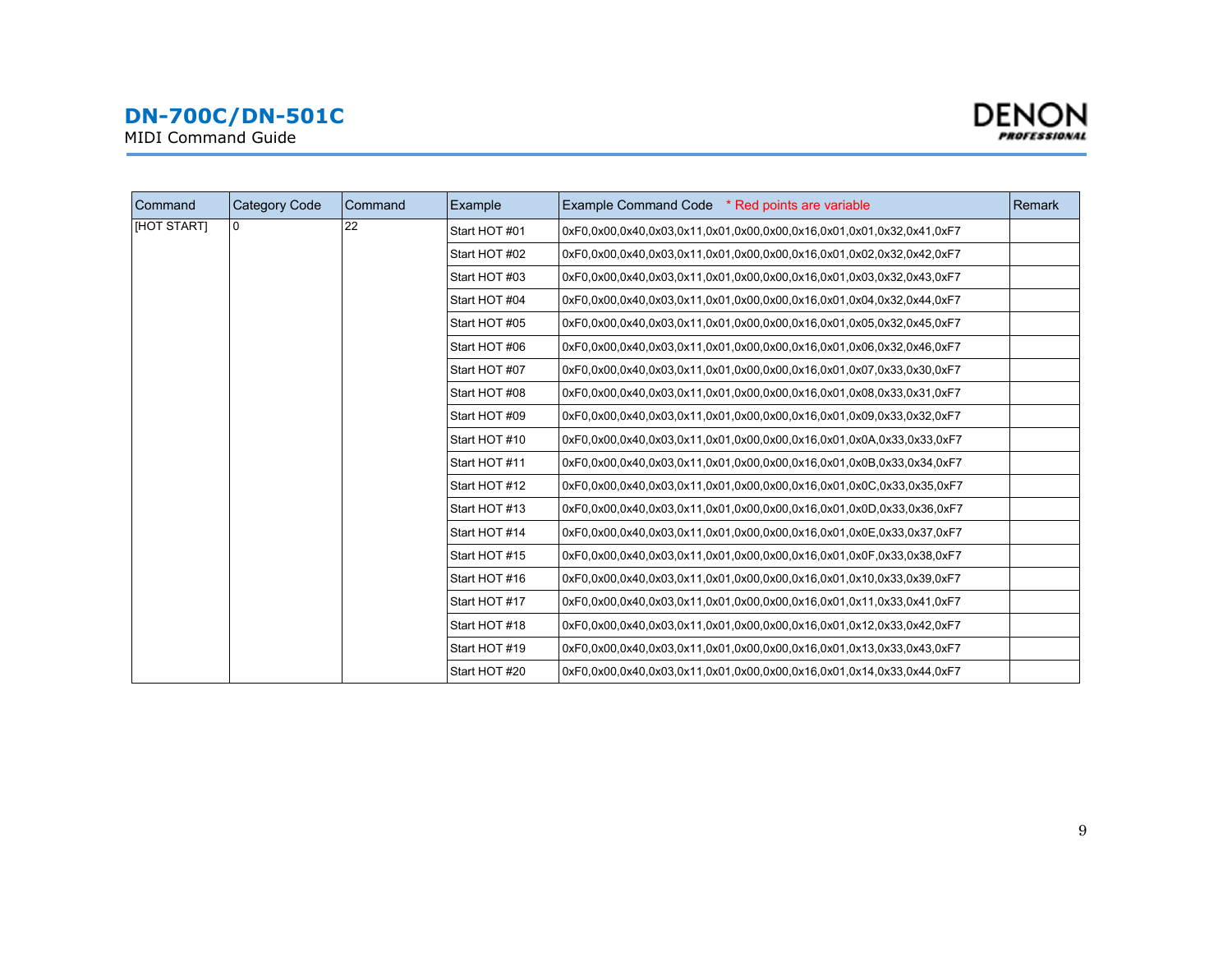| Command | Category Code | Command | Example | Example Command Code * Red points are variable | Remark |
|---|---|---|---|---|---|
| [HOT START] | 0 | 22 | Start HOT #01 | 0xF0,0x00,0x40,0x03,0x11,0x01,0x00,0x00,0x16,0x01,0x01,0x32,0x41,0xF7 | |
| | | | Start HOT #02 | 0xF0,0x00,0x40,0x03,0x11,0x01,0x00,0x00,0x16,0x01,0x02,0x32,0x42,0xF7 | |
| | | | Start HOT #03 | 0xF0,0x00,0x40,0x03,0x11,0x01,0x00,0x00,0x16,0x01,0x03,0x32,0x43,0xF7 | |
| | | | Start HOT #04 | 0xF0,0x00,0x40,0x03,0x11,0x01,0x00,0x00,0x16,0x01,0x04,0x32,0x44,0xF7 | |
| | | | Start HOT #05 | 0xF0,0x00,0x40,0x03,0x11,0x01,0x00,0x00,0x16,0x01,0x05,0x32,0x45,0xF7 | |
| | | | Start HOT #06 | 0xF0,0x00,0x40,0x03,0x11,0x01,0x00,0x00,0x16,0x01,0x06,0x32,0x46,0xF7 | |
| | | | Start HOT #07 | 0xF0,0x00,0x40,0x03,0x11,0x01,0x00,0x00,0x16,0x01,0x07,0x33,0x30,0xF7 | |
| | | | Start HOT #08 | 0xF0,0x00,0x40,0x03,0x11,0x01,0x00,0x00,0x16,0x01,0x08,0x33,0x31,0xF7 | |
| | | | Start HOT #09 | 0xF0,0x00,0x40,0x03,0x11,0x01,0x00,0x00,0x16,0x01,0x09,0x33,0x32,0xF7 | |
| | | | Start HOT #10 | 0xF0,0x00,0x40,0x03,0x11,0x01,0x00,0x00,0x16,0x01,0x0A,0x33,0x33,0xF7 | |
| | | | Start HOT #11 | 0xF0,0x00,0x40,0x03,0x11,0x01,0x00,0x00,0x16,0x01,0x0B,0x33,0x34,0xF7 | |
| | | | Start HOT #12 | 0xF0,0x00,0x40,0x03,0x11,0x01,0x00,0x00,0x16,0x01,0x0C,0x33,0x35,0xF7 | |
| | | | Start HOT #13 | 0xF0,0x00,0x40,0x03,0x11,0x01,0x00,0x00,0x16,0x01,0x0D,0x33,0x36,0xF7 | |
| | | | Start HOT #14 | 0xF0,0x00,0x40,0x03,0x11,0x01,0x00,0x00,0x16,0x01,0x0E,0x33,0x37,0xF7 | |
| | | | Start HOT #15 | 0xF0,0x00,0x40,0x03,0x11,0x01,0x00,0x00,0x16,0x01,0x0F,0x33,0x38,0xF7 | |
| | | | Start HOT #16 | 0xF0,0x00,0x40,0x03,0x11,0x01,0x00,0x00,0x16,0x01,0x10,0x33,0x39,0xF7 | |
| | | | Start HOT #17 | 0xF0,0x00,0x40,0x03,0x11,0x01,0x00,0x00,0x16,0x01,0x11,0x33,0x41,0xF7 | |
| | | | Start HOT #18 | 0xF0,0x00,0x40,0x03,0x11,0x01,0x00,0x00,0x16,0x01,0x12,0x33,0x42,0xF7 | |
| | | | Start HOT #19 | 0xF0,0x00,0x40,0x03,0x11,0x01,0x00,0x00,0x16,0x01,0x13,0x33,0x43,0xF7 | |
| | | | Start HOT #20 | 0xF0,0x00,0x40,0x03,0x11,0x01,0x00,0x00,0x16,0x01,0x14,0x33,0x44,0xF7 | |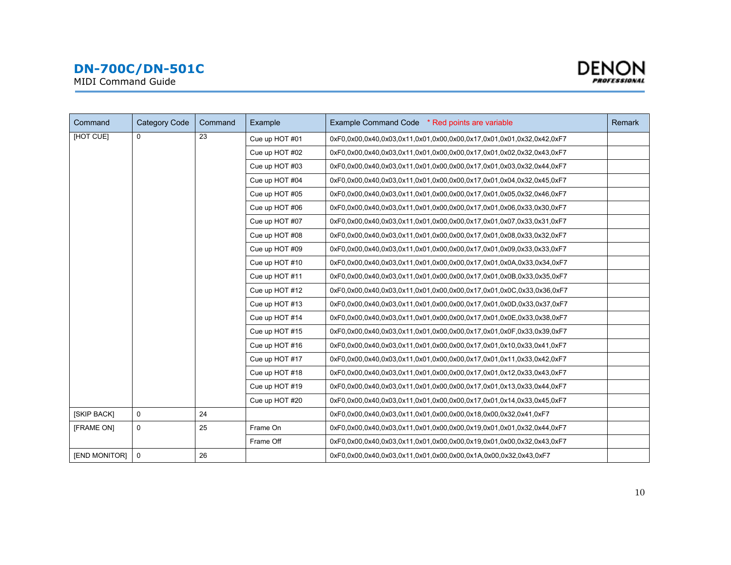# DN-700C/DN-501C

MIDI Command Guide

| Command | Category Code | Command | Example | Example Command Code * Red points are variable | Remark |
|---|---|---|---|---|---|
| [HOT CUE] | 0 | 23 | Cue up HOT #01 | 0xF0,0x00,0x40,0x03,0x11,0x01,0x00,0x00,0x17,0x01,0x01,0x32,0x42,0xF7 | |
| | | | Cue up HOT #02 | 0xF0,0x00,0x40,0x03,0x11,0x01,0x00,0x00,0x17,0x01,0x02,0x32,0x43,0xF7 | |
| | | | Cue up HOT #03 | 0xF0,0x00,0x40,0x03,0x11,0x01,0x00,0x00,0x17,0x01,0x03,0x32,0x44,0xF7 | |
| | | | Cue up HOT #04 | 0xF0,0x00,0x40,0x03,0x11,0x01,0x00,0x00,0x17,0x01,0x04,0x32,0x45,0xF7 | |
| | | | Cue up HOT #05 | 0xF0,0x00,0x40,0x03,0x11,0x01,0x00,0x00,0x17,0x01,0x05,0x32,0x46,0xF7 | |
| | | | Cue up HOT #06 | 0xF0,0x00,0x40,0x03,0x11,0x01,0x00,0x00,0x17,0x01,0x06,0x33,0x30,0xF7 | |
| | | | Cue up HOT #07 | 0xF0,0x00,0x40,0x03,0x11,0x01,0x00,0x00,0x17,0x01,0x07,0x33,0x31,0xF7 | |
| | | | Cue up HOT #08 | 0xF0,0x00,0x40,0x03,0x11,0x01,0x00,0x00,0x17,0x01,0x08,0x33,0x32,0xF7 | |
| | | | Cue up HOT #09 | 0xF0,0x00,0x40,0x03,0x11,0x01,0x00,0x00,0x17,0x01,0x09,0x33,0x33,0xF7 | |
| | | | Cue up HOT #10 | 0xF0,0x00,0x40,0x03,0x11,0x01,0x00,0x00,0x17,0x01,0x0A,0x33,0x34,0xF7 | |
| | | | Cue up HOT #11 | 0xF0,0x00,0x40,0x03,0x11,0x01,0x00,0x00,0x17,0x01,0x0B,0x33,0x35,0xF7 | |
| | | | Cue up HOT #12 | 0xF0,0x00,0x40,0x03,0x11,0x01,0x00,0x00,0x17,0x01,0x0C,0x33,0x36,0xF7 | |
| | | | Cue up HOT #13 | 0xF0,0x00,0x40,0x03,0x11,0x01,0x00,0x00,0x17,0x01,0x0D,0x33,0x37,0xF7 | |
| | | | Cue up HOT #14 | 0xF0,0x00,0x40,0x03,0x11,0x01,0x00,0x00,0x17,0x01,0x0E,0x33,0x38,0xF7 | |
| | | | Cue up HOT #15 | 0xF0,0x00,0x40,0x03,0x11,0x01,0x00,0x00,0x17,0x01,0x0F,0x33,0x39,0xF7 | |
| | | | Cue up HOT #16 | 0xF0,0x00,0x40,0x03,0x11,0x01,0x00,0x00,0x17,0x01,0x10,0x33,0x41,0xF7 | |
| | | | Cue up HOT #17 | 0xF0,0x00,0x40,0x03,0x11,0x01,0x00,0x00,0x17,0x01,0x11,0x33,0x42,0xF7 | |
| | | | Cue up HOT #18 | 0xF0,0x00,0x40,0x03,0x11,0x01,0x00,0x00,0x17,0x01,0x12,0x33,0x43,0xF7 | |
| | | | Cue up HOT #19 | 0xF0,0x00,0x40,0x03,0x11,0x01,0x00,0x00,0x17,0x01,0x13,0x33,0x44,0xF7 | |
| | | | Cue up HOT #20 | 0xF0,0x00,0x40,0x03,0x11,0x01,0x00,0x00,0x17,0x01,0x14,0x33,0x45,0xF7 | |
| [SKIP BACK] | 0 | 24 | | 0xF0,0x00,0x40,0x03,0x11,0x01,0x00,0x00,0x18,0x00,0x32,0x41,0xF7 | |
| [FRAME ON] | 0 | 25 | Frame On | 0xF0,0x00,0x40,0x03,0x11,0x01,0x00,0x00,0x19,0x01,0x01,0x32,0x44,0xF7 | |
| | | | Frame Off | 0xF0,0x00,0x40,0x03,0x11,0x01,0x00,0x00,0x19,0x01,0x00,0x32,0x43,0xF7 | |
| [END MONITOR] | 0 | 26 | | 0xF0,0x00,0x40,0x03,0x11,0x01,0x00,0x00,0x1A,0x00,0x32,0x43,0xF7 | |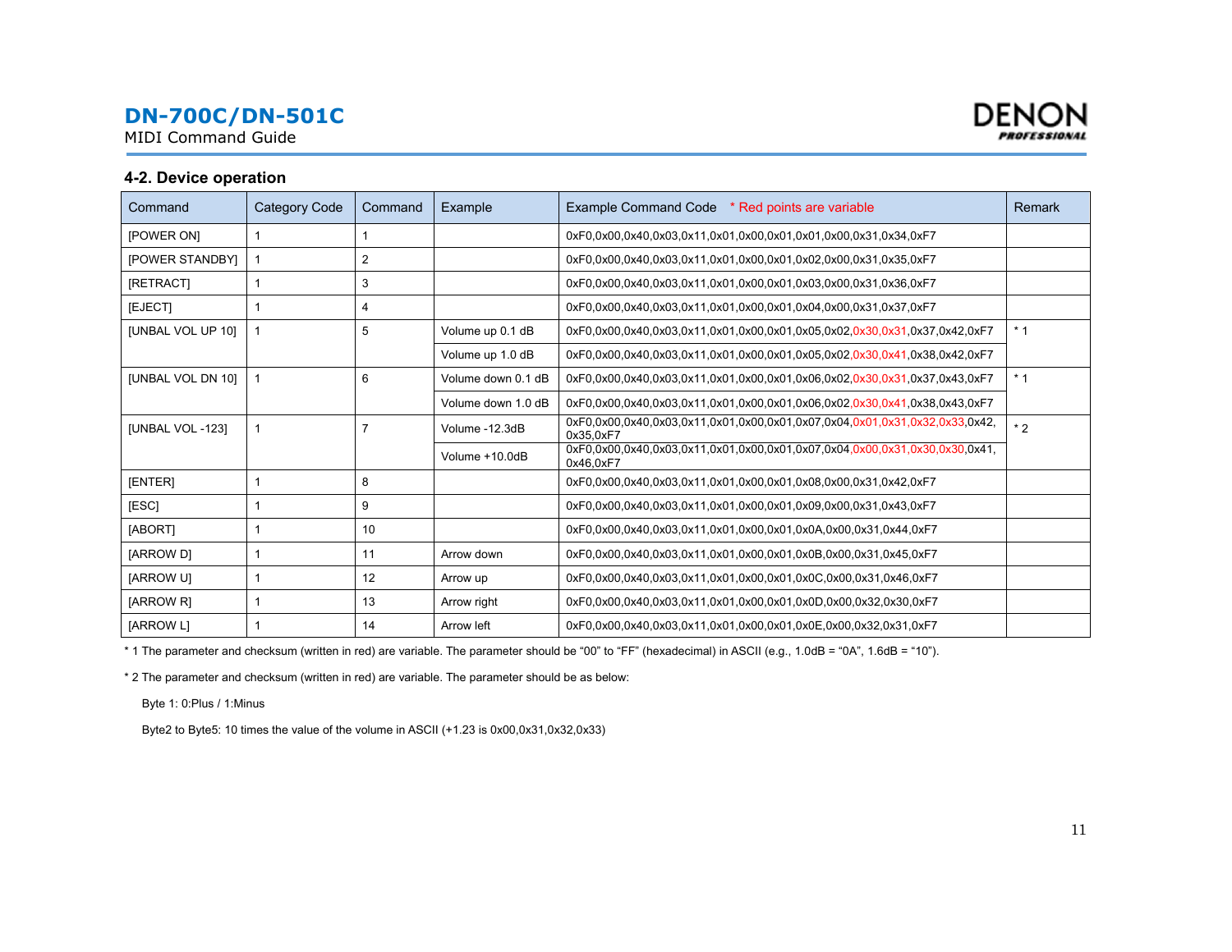## 4-2. Device operation

| Command | Category Code | Command | Example | Example Command Code * Red points are variable | Remark |
|---|---|---|---|---|---|
| [POWER ON] | 1 | 1 | | 0xF0,0x00,0x40,0x03,0x11,0x01,0x00,0x01,0x01,0x00,0x31,0x34,0xF7 | |
| [POWER STANDBY] | 1 | 2 | | 0xF0,0x00,0x40,0x03,0x11,0x01,0x00,0x01,0x02,0x00,0x31,0x35,0xF7 | |
| [RETRACT] | 1 | 3 | | 0xF0,0x00,0x40,0x03,0x11,0x01,0x00,0x01,0x03,0x00,0x31,0x36,0xF7 | |
| [EJECT] | 1 | 4 | | 0xF0,0x00,0x40,0x03,0x11,0x01,0x00,0x01,0x04,0x00,0x31,0x37,0xF7 | |
| [UNBAL VOL UP 10] | 1 | 5 | Volume up 0.1 dB | 0xF0,0x00,0x40,0x03,0x11,0x01,0x00,0x01,0x05,0x02,0x30,0x31,0x37,0x42,0xF7 | * 1 |
| | | | Volume up 1.0 dB | 0xF0,0x00,0x40,0x03,0x11,0x01,0x00,0x01,0x05,0x02,0x30,0x41,0x38,0x42,0xF7 | |
| [UNBAL VOL DN 10] | 1 | 6 | Volume down 0.1 dB | 0xF0,0x00,0x40,0x03,0x11,0x01,0x00,0x01,0x06,0x02,0x30,0x31,0x37,0x43,0xF7 | * 1 |
| | | | Volume down 1.0 dB | 0xF0,0x00,0x40,0x03,0x11,0x01,0x00,0x01,0x06,0x02,0x30,0x41,0x38,0x43,0xF7 | |
| [UNBAL VOL -123] | 1 | 7 | Volume -12.3dB | 0xF0,0x00,0x40,0x03,0x11,0x01,0x00,0x01,0x07,0x04,0x01,0x31,0x32,0x33,0x42, 0x35,0xF7 | * 2 |
| | | | Volume +10.0dB | 0xF0,0x00,0x40,0x03,0x11,0x01,0x00,0x01,0x07,0x04,0x00,0x31,0x30,0x30,0x41, 0x46,0xF7 | |
| [ENTER] | 1 | 8 | | 0xF0,0x00,0x40,0x03,0x11,0x01,0x00,0x01,0x08,0x00,0x31,0x42,0xF7 | |
| [ESC] | 1 | 9 | | 0xF0,0x00,0x40,0x03,0x11,0x01,0x00,0x01,0x09,0x00,0x31,0x43,0xF7 | |
| [ABORT] | 1 | 10 | | 0xF0,0x00,0x40,0x03,0x11,0x01,0x00,0x01,0x0A,0x00,0x31,0x44,0xF7 | |
| [ARROW D] | 1 | 11 | Arrow down | 0xF0,0x00,0x40,0x03,0x11,0x01,0x00,0x01,0x0B,0x00,0x31,0x45,0xF7 | |
| [ARROW U] | 1 | 12 | Arrow up | 0xF0,0x00,0x40,0x03,0x11,0x01,0x00,0x01,0x0C,0x00,0x31,0x46,0xF7 | |
| [ARROW R] | 1 | 13 | Arrow right | 0xF0,0x00,0x40,0x03,0x11,0x01,0x00,0x01,0x0D,0x00,0x32,0x30,0xF7 | |
| [ARROW L] | 1 | 14 | Arrow left | 0xF0,0x00,0x40,0x03,0x11,0x01,0x00,0x01,0x0E,0x00,0x32,0x31,0xF7 | |

* 1 The parameter and checksum (written in red) are variable. The parameter should be "00" to "FF" (hexadecimal) in ASCII (e.g., 1.0dB = "0A", 1.6dB = "10").

* 2 The parameter and checksum (written in red) are variable. The parameter should be as below:

Byte 1: 0:Plus / 1:Minus

Byte2 to Byte5: 10 times the value of the volume in ASCII (+1.23 is 0x00,0x31,0x32,0x33)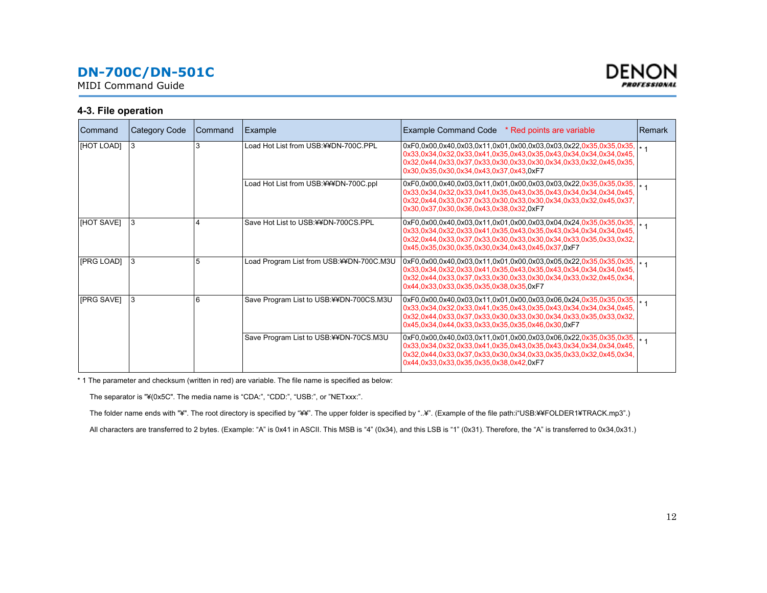## 4-3. File operation

| Command | Category Code | Command | Example | Example Command Code   * Red points are variable | Remark |
|---|---|---|---|---|---|
| [HOT LOAD] | 3 | 3 | Load Hot List from USB:¥¥DN-700C.PPL | 0xF0,0x00,0x40,0x03,0x11,0x01,0x00,0x03,0x03,0x22,0x35,0x35,0x35,0x33,0x34,0x32,0x33,0x41,0x35,0x43,0x35,0x43,0x34,0x34,0x34,0x45,0x32,0x44,0x33,0x37,0x33,0x30,0x33,0x30,0x34,0x33,0x32,0x45,0x35,0x30,0x35,0x30,0x34,0x43,0x37,0x43,0xF7 | * 1 |
| | | | Load Hot List from USB:¥¥¥DN-700C.ppl | 0xF0,0x00,0x40,0x03,0x11,0x01,0x00,0x03,0x03,0x22,0x35,0x35,0x35,0x33,0x34,0x32,0x33,0x41,0x35,0x43,0x35,0x43,0x34,0x34,0x34,0x45,0x32,0x44,0x33,0x37,0x33,0x30,0x33,0x30,0x34,0x33,0x32,0x45,0x37,0x30,0x37,0x30,0x36,0x43,0x38,0x32,0xF7 | * 1 |
| [HOT SAVE] | 3 | 4 | Save Hot List to USB:¥¥DN-700CS.PPL | 0xF0,0x00,0x40,0x03,0x11,0x01,0x00,0x03,0x04,0x24,0x35,0x35,0x35,0x33,0x34,0x32,0x33,0x41,0x35,0x43,0x35,0x43,0x34,0x34,0x34,0x45,0x32,0x44,0x33,0x37,0x33,0x30,0x33,0x30,0x34,0x33,0x35,0x33,0x32,0x45,0x35,0x30,0x35,0x30,0x34,0x43,0x45,0x37,0xF7 | * 1 |
| [PRG LOAD] | 3 | 5 | Load Program List from USB:¥¥DN-700C.M3U | 0xF0,0x00,0x40,0x03,0x11,0x01,0x00,0x03,0x05,0x22,0x35,0x35,0x35,0x33,0x34,0x32,0x33,0x41,0x35,0x43,0x35,0x43,0x34,0x34,0x34,0x45,0x32,0x44,0x33,0x37,0x33,0x30,0x33,0x30,0x34,0x33,0x32,0x45,0x34,0x44,0x33,0x33,0x35,0x35,0x38,0x35,0xF7 | * 1 |
| [PRG SAVE] | 3 | 6 | Save Program List to USB:¥¥DN-700CS.M3U | 0xF0,0x00,0x40,0x03,0x11,0x01,0x00,0x03,0x06,0x24,0x35,0x35,0x35,0x33,0x34,0x32,0x33,0x41,0x35,0x43,0x35,0x43,0x34,0x34,0x34,0x45,0x32,0x44,0x33,0x37,0x33,0x30,0x33,0x30,0x34,0x33,0x35,0x33,0x32,0x45,0x34,0x44,0x33,0x33,0x35,0x35,0x46,0x30,0xF7 | * 1 |
| | | | Save Program List to USB:¥¥DN-70CS.M3U | 0xF0,0x00,0x40,0x03,0x11,0x01,0x00,0x03,0x06,0x22,0x35,0x35,0x35,0x33,0x34,0x32,0x33,0x41,0x35,0x43,0x35,0x43,0x34,0x34,0x34,0x45,0x32,0x44,0x33,0x37,0x33,0x30,0x34,0x33,0x35,0x33,0x32,0x45,0x34,0x44,0x33,0x33,0x35,0x35,0x38,0x42,0xF7 | * 1 |

* 1 The parameter and checksum (written in red) are variable. The file name is specified as below:

The separator is "¥(0x5C". The media name is "CDA:", "CDD:", "USB:", or "NETxxx:".

The folder name ends with "¥". The root directory is specified by "¥¥". The upper folder is specified by "..¥". (Example of the file path:i"USB:¥¥FOLDER1¥TRACK.mp3".)

All characters are transferred to 2 bytes. (Example: "A" is 0x41 in ASCII. This MSB is "4" (0x34), and this LSB is "1" (0x31). Therefore, the "A" is transferred to 0x34,0x31.)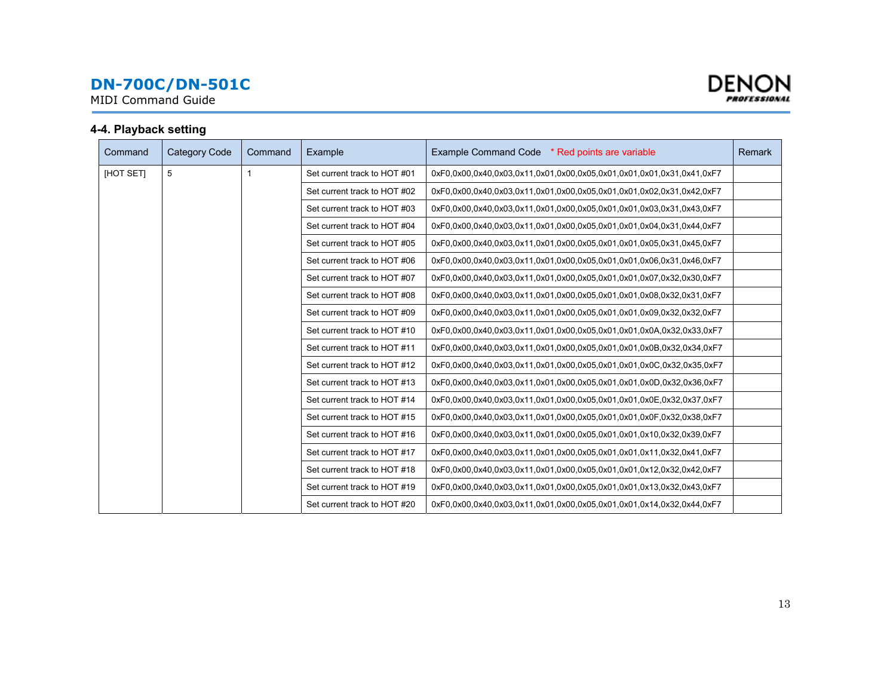## 4-4. Playback setting

| Command | Category Code | Command | Example | Example Command Code * Red points are variable | Remark |
|---|---|---|---|---|---|
| [HOT SET] | 5 | 1 | Set current track to HOT #01 | 0xF0,0x00,0x40,0x03,0x11,0x01,0x00,0x05,0x01,0x01,0x01,0x31,0x41,0xF7 | |
| | | | Set current track to HOT #02 | 0xF0,0x00,0x40,0x03,0x11,0x01,0x00,0x05,0x01,0x01,0x02,0x31,0x42,0xF7 | |
| | | | Set current track to HOT #03 | 0xF0,0x00,0x40,0x03,0x11,0x01,0x00,0x05,0x01,0x01,0x03,0x31,0x43,0xF7 | |
| | | | Set current track to HOT #04 | 0xF0,0x00,0x40,0x03,0x11,0x01,0x00,0x05,0x01,0x01,0x04,0x31,0x44,0xF7 | |
| | | | Set current track to HOT #05 | 0xF0,0x00,0x40,0x03,0x11,0x01,0x00,0x05,0x01,0x01,0x05,0x31,0x45,0xF7 | |
| | | | Set current track to HOT #06 | 0xF0,0x00,0x40,0x03,0x11,0x01,0x00,0x05,0x01,0x01,0x06,0x31,0x46,0xF7 | |
| | | | Set current track to HOT #07 | 0xF0,0x00,0x40,0x03,0x11,0x01,0x00,0x05,0x01,0x01,0x07,0x32,0x30,0xF7 | |
| | | | Set current track to HOT #08 | 0xF0,0x00,0x40,0x03,0x11,0x01,0x00,0x05,0x01,0x01,0x08,0x32,0x31,0xF7 | |
| | | | Set current track to HOT #09 | 0xF0,0x00,0x40,0x03,0x11,0x01,0x00,0x05,0x01,0x01,0x09,0x32,0x32,0xF7 | |
| | | | Set current track to HOT #10 | 0xF0,0x00,0x40,0x03,0x11,0x01,0x00,0x05,0x01,0x01,0x0A,0x32,0x33,0xF7 | |
| | | | Set current track to HOT #11 | 0xF0,0x00,0x40,0x03,0x11,0x01,0x00,0x05,0x01,0x01,0x0B,0x32,0x34,0xF7 | |
| | | | Set current track to HOT #12 | 0xF0,0x00,0x40,0x03,0x11,0x01,0x00,0x05,0x01,0x01,0x0C,0x32,0x35,0xF7 | |
| | | | Set current track to HOT #13 | 0xF0,0x00,0x40,0x03,0x11,0x01,0x00,0x05,0x01,0x01,0x0D,0x32,0x36,0xF7 | |
| | | | Set current track to HOT #14 | 0xF0,0x00,0x40,0x03,0x11,0x01,0x00,0x05,0x01,0x01,0x0E,0x32,0x37,0xF7 | |
| | | | Set current track to HOT #15 | 0xF0,0x00,0x40,0x03,0x11,0x01,0x00,0x05,0x01,0x01,0x0F,0x32,0x38,0xF7 | |
| | | | Set current track to HOT #16 | 0xF0,0x00,0x40,0x03,0x11,0x01,0x00,0x05,0x01,0x01,0x10,0x32,0x39,0xF7 | |
| | | | Set current track to HOT #17 | 0xF0,0x00,0x40,0x03,0x11,0x01,0x00,0x05,0x01,0x01,0x11,0x32,0x41,0xF7 | |
| | | | Set current track to HOT #18 | 0xF0,0x00,0x40,0x03,0x11,0x01,0x00,0x05,0x01,0x01,0x12,0x32,0x42,0xF7 | |
| | | | Set current track to HOT #19 | 0xF0,0x00,0x40,0x03,0x11,0x01,0x00,0x05,0x01,0x01,0x13,0x32,0x43,0xF7 | |
| | | | Set current track to HOT #20 | 0xF0,0x00,0x40,0x03,0x11,0x01,0x00,0x05,0x01,0x01,0x14,0x32,0x44,0xF7 | |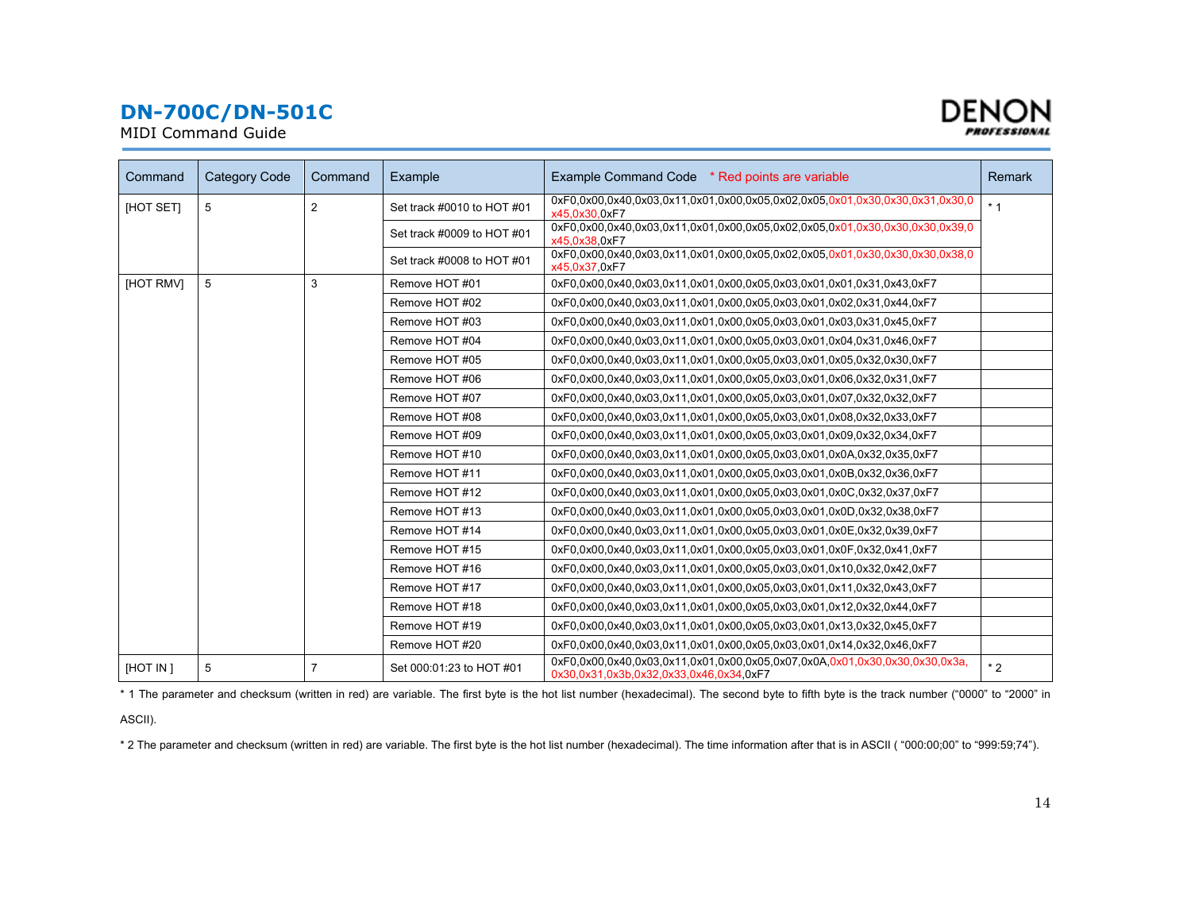# DN-700C/DN-501C

MIDI Command Guide

| Command | Category Code | Command | Example | Example Command Code * Red points are variable | Remark |
|---|---|---|---|---|---|
| [HOT SET] | 5 | 2 | Set track #0010 to HOT #01 | 0xF0,0x00,0x40,0x03,0x11,0x01,0x00,0x05,0x02,0x05,0x01,0x30,0x30,0x31,0x30,0x45,0x30,0xF7 | * 1 |
| | | | Set track #0009 to HOT #01 | 0xF0,0x00,0x40,0x03,0x11,0x01,0x00,0x05,0x02,0x05,0x01,0x30,0x30,0x30,0x39,0x45,0x38,0xF7 | |
| | | | Set track #0008 to HOT #01 | 0xF0,0x00,0x40,0x03,0x11,0x01,0x00,0x05,0x02,0x05,0x01,0x30,0x30,0x30,0x38,0x45,0x37,0xF7 | |
| [HOT RMV] | 5 | 3 | Remove HOT #01 | 0xF0,0x00,0x40,0x03,0x11,0x01,0x00,0x05,0x03,0x01,0x01,0x31,0x43,0xF7 | |
| | | | Remove HOT #02 | 0xF0,0x00,0x40,0x03,0x11,0x01,0x00,0x05,0x03,0x01,0x02,0x31,0x44,0xF7 | |
| | | | Remove HOT #03 | 0xF0,0x00,0x40,0x03,0x11,0x01,0x00,0x05,0x03,0x01,0x03,0x31,0x45,0xF7 | |
| | | | Remove HOT #04 | 0xF0,0x00,0x40,0x03,0x11,0x01,0x00,0x05,0x03,0x01,0x04,0x31,0x46,0xF7 | |
| | | | Remove HOT #05 | 0xF0,0x00,0x40,0x03,0x11,0x01,0x00,0x05,0x03,0x01,0x05,0x32,0x30,0xF7 | |
| | | | Remove HOT #06 | 0xF0,0x00,0x40,0x03,0x11,0x01,0x00,0x05,0x03,0x01,0x06,0x32,0x31,0xF7 | |
| | | | Remove HOT #07 | 0xF0,0x00,0x40,0x03,0x11,0x01,0x00,0x05,0x03,0x01,0x07,0x32,0x32,0xF7 | |
| | | | Remove HOT #08 | 0xF0,0x00,0x40,0x03,0x11,0x01,0x00,0x05,0x03,0x01,0x08,0x32,0x33,0xF7 | |
| | | | Remove HOT #09 | 0xF0,0x00,0x40,0x03,0x11,0x01,0x00,0x05,0x03,0x01,0x09,0x32,0x34,0xF7 | |
| | | | Remove HOT #10 | 0xF0,0x00,0x40,0x03,0x11,0x01,0x00,0x05,0x03,0x01,0x0A,0x32,0x35,0xF7 | |
| | | | Remove HOT #11 | 0xF0,0x00,0x40,0x03,0x11,0x01,0x00,0x05,0x03,0x01,0x0B,0x32,0x36,0xF7 | |
| | | | Remove HOT #12 | 0xF0,0x00,0x40,0x03,0x11,0x01,0x00,0x05,0x03,0x01,0x0C,0x32,0x37,0xF7 | |
| | | | Remove HOT #13 | 0xF0,0x00,0x40,0x03,0x11,0x01,0x00,0x05,0x03,0x01,0x0D,0x32,0x38,0xF7 | |
| | | | Remove HOT #14 | 0xF0,0x00,0x40,0x03,0x11,0x01,0x00,0x05,0x03,0x01,0x0E,0x32,0x39,0xF7 | |
| | | | Remove HOT #15 | 0xF0,0x00,0x40,0x03,0x11,0x01,0x00,0x05,0x03,0x01,0x0F,0x32,0x41,0xF7 | |
| | | | Remove HOT #16 | 0xF0,0x00,0x40,0x03,0x11,0x01,0x00,0x05,0x03,0x01,0x10,0x32,0x42,0xF7 | |
| | | | Remove HOT #17 | 0xF0,0x00,0x40,0x03,0x11,0x01,0x00,0x05,0x03,0x01,0x11,0x32,0x43,0xF7 | |
| | | | Remove HOT #18 | 0xF0,0x00,0x40,0x03,0x11,0x01,0x00,0x05,0x03,0x01,0x12,0x32,0x44,0xF7 | |
| | | | Remove HOT #19 | 0xF0,0x00,0x40,0x03,0x11,0x01,0x00,0x05,0x03,0x01,0x13,0x32,0x45,0xF7 | |
| | | | Remove HOT #20 | 0xF0,0x00,0x40,0x03,0x11,0x01,0x00,0x05,0x03,0x01,0x14,0x32,0x46,0xF7 | |
| [HOT IN ] | 5 | 7 | Set 000:01:23 to HOT #01 | 0xF0,0x00,0x40,0x03,0x11,0x01,0x00,0x05,0x07,0x0A,0x01,0x30,0x30,0x30,0x3a,0x30,0x31,0x3b,0x32,0x33,0x46,0x34,0xF7 | * 2 |

* 1 The parameter and checksum (written in red) are variable. The first byte is the hot list number (hexadecimal). The second byte to fifth byte is the track number ("0000" to "2000" in ASCII).

* 2 The parameter and checksum (written in red) are variable. The first byte is the hot list number (hexadecimal). The time information after that is in ASCII ( "000:00;00" to "999:59;74").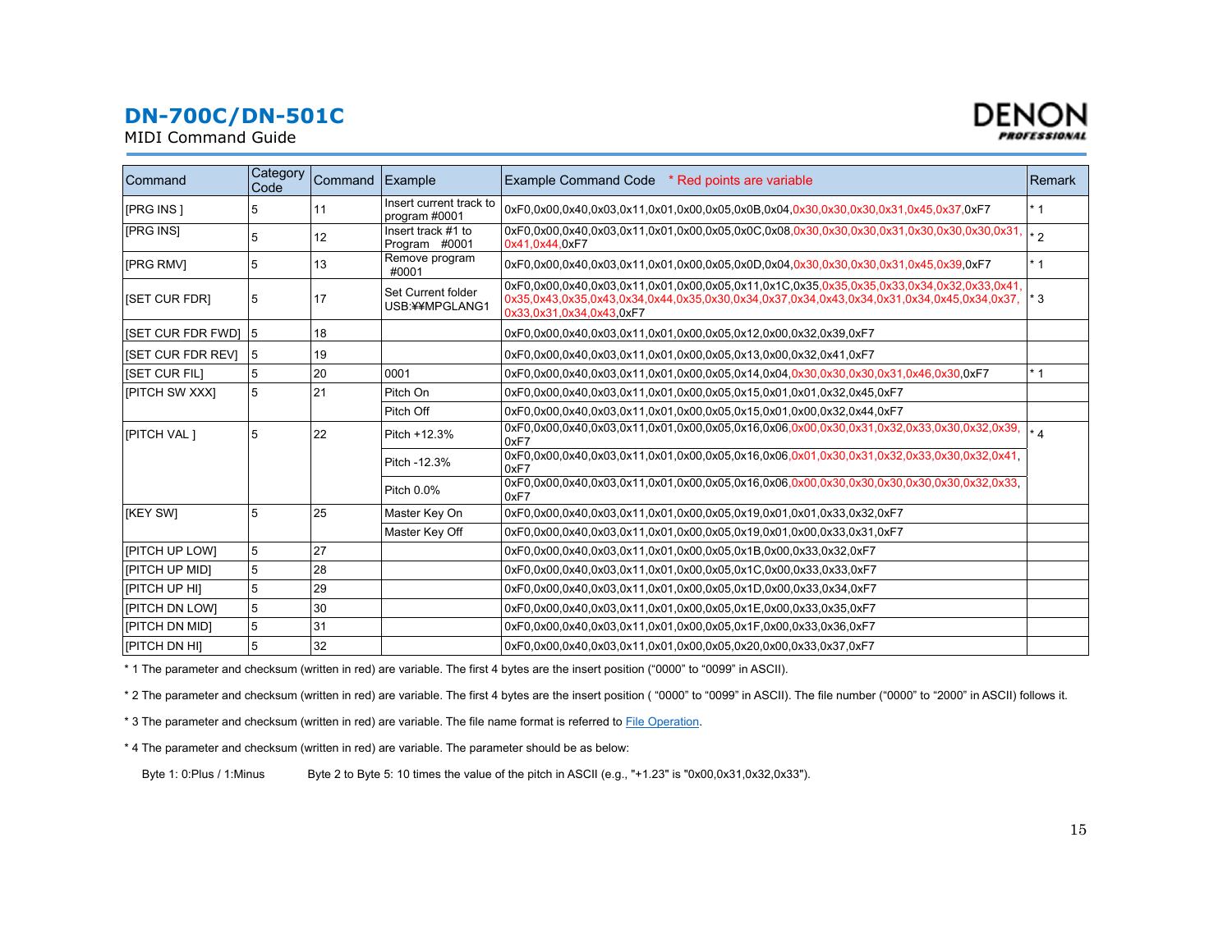# DN-700C/DN-501C

MIDI Command Guide

| Command | Category Code | Command | Example | Example Command Code * Red points are variable | Remark |
|---|---|---|---|---|---|
| [PRG INS ] | 5 | 11 | Insert current track to program #0001 | 0xF0,0x00,0x40,0x03,0x11,0x01,0x00,0x05,0x0B,0x04,0x30,0x30,0x30,0x31,0x45,0x37,0xF7 | * 1 |
| [PRG INS] | 5 | 12 | Insert track #1 to Program #0001 | 0xF0,0x00,0x40,0x03,0x11,0x01,0x00,0x05,0x0C,0x08,0x30,0x30,0x30,0x31,0x30,0x30,0x30,0x31,0x41,0x44,0xF7 | * 2 |
| [PRG RMV] | 5 | 13 | Remove program #0001 | 0xF0,0x00,0x40,0x03,0x11,0x01,0x00,0x05,0x0D,0x04,0x30,0x30,0x30,0x31,0x45,0x39,0xF7 | * 1 |
| [SET CUR FDR] | 5 | 17 | Set Current folder USB:¥¥MPGLANG1 | 0xF0,0x00,0x40,0x03,0x11,0x01,0x00,0x05,0x11,0x1C,0x35,0x35,0x35,0x33,0x34,0x32,0x33,0x41,0x35,0x43,0x35,0x43,0x34,0x44,0x35,0x30,0x34,0x37,0x34,0x43,0x34,0x31,0x34,0x45,0x34,0x37,0x33,0x31,0x34,0x43,0xF7 | * 3 |
| [SET CUR FDR FWD] | 5 | 18 | | 0xF0,0x00,0x40,0x03,0x11,0x01,0x00,0x05,0x12,0x00,0x32,0x39,0xF7 | |
| [SET CUR FDR REV] | 5 | 19 | | 0xF0,0x00,0x40,0x03,0x11,0x01,0x00,0x05,0x13,0x00,0x32,0x41,0xF7 | |
| [SET CUR FIL] | 5 | 20 | 0001 | 0xF0,0x00,0x40,0x03,0x11,0x01,0x00,0x05,0x14,0x04,0x30,0x30,0x30,0x31,0x46,0x30,0xF7 | * 1 |
| [PITCH SW XXX] | 5 | 21 | Pitch On | 0xF0,0x00,0x40,0x03,0x11,0x01,0x00,0x05,0x15,0x01,0x01,0x32,0x45,0xF7 | |
| | | | Pitch Off | 0xF0,0x00,0x40,0x03,0x11,0x01,0x00,0x05,0x15,0x01,0x00,0x32,0x44,0xF7 | |
| [PITCH VAL ] | 5 | 22 | Pitch +12.3% | 0xF0,0x00,0x40,0x03,0x11,0x01,0x00,0x05,0x16,0x06,0x00,0x30,0x31,0x32,0x33,0x30,0x32,0x39,0xF7 | * 4 |
| | | | Pitch -12.3% | 0xF0,0x00,0x40,0x03,0x11,0x01,0x00,0x05,0x16,0x06,0x01,0x30,0x31,0x32,0x33,0x30,0x32,0x41,0xF7 | |
| | | | Pitch 0.0% | 0xF0,0x00,0x40,0x03,0x11,0x01,0x00,0x05,0x16,0x06,0x00,0x30,0x30,0x30,0x30,0x30,0x32,0x33,0xF7 | |
| [KEY SW] | 5 | 25 | Master Key On | 0xF0,0x00,0x40,0x03,0x11,0x01,0x00,0x05,0x19,0x01,0x01,0x33,0x32,0xF7 | |
| | | | Master Key Off | 0xF0,0x00,0x40,0x03,0x11,0x01,0x00,0x05,0x19,0x01,0x00,0x33,0x31,0xF7 | |
| [PITCH UP LOW] | 5 | 27 | | 0xF0,0x00,0x40,0x03,0x11,0x01,0x00,0x05,0x1B,0x00,0x33,0x32,0xF7 | |
| [PITCH UP MID] | 5 | 28 | | 0xF0,0x00,0x40,0x03,0x11,0x01,0x00,0x05,0x1C,0x00,0x33,0x33,0xF7 | |
| [PITCH UP HI] | 5 | 29 | | 0xF0,0x00,0x40,0x03,0x11,0x01,0x00,0x05,0x1D,0x00,0x33,0x34,0xF7 | |
| [PITCH DN LOW] | 5 | 30 | | 0xF0,0x00,0x40,0x03,0x11,0x01,0x00,0x05,0x1E,0x00,0x33,0x35,0xF7 | |
| [PITCH DN MID] | 5 | 31 | | 0xF0,0x00,0x40,0x03,0x11,0x01,0x00,0x05,0x1F,0x00,0x33,0x36,0xF7 | |
| [PITCH DN HI] | 5 | 32 | | 0xF0,0x00,0x40,0x03,0x11,0x01,0x00,0x05,0x20,0x00,0x33,0x37,0xF7 | |

* 1 The parameter and checksum (written in red) are variable. The first 4 bytes are the insert position (“0000” to “0099” in ASCII).

* 2 The parameter and checksum (written in red) are variable. The first 4 bytes are the insert position ( “0000” to “0099” in ASCII). The file number (“0000” to “2000” in ASCII) follows it.

* 3 The parameter and checksum (written in red) are variable. The file name format is referred to File Operation.

* 4 The parameter and checksum (written in red) are variable. The parameter should be as below:

Byte 1: 0:Plus / 1:Minus    Byte 2 to Byte 5: 10 times the value of the pitch in ASCII (e.g., "+1.23" is "0x00,0x31,0x32,0x33").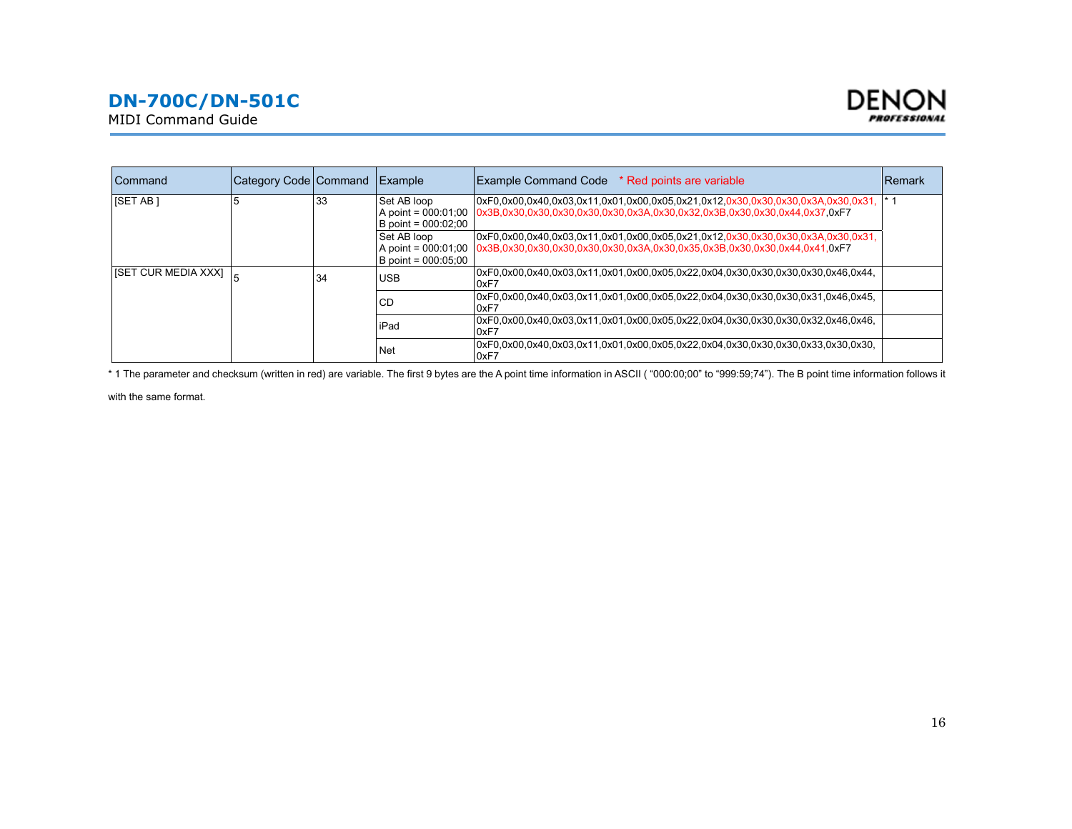| Command | Category Code | Command | Example | Example Command Code * Red points are variable | Remark |
|---|---|---|---|---|---|
| [SET AB ] | 5 | 33 | Set AB loop A point = 000:01;00 B point = 000:02;00 | 0xF0,0x00,0x40,0x03,0x11,0x01,0x00,0x05,0x21,0x12,0x30,0x30,0x30,0x3A,0x30,0x31,0x3B,0x30,0x30,0x30,0x30,0x30,0x3A,0x30,0x32,0x3B,0x30,0x30,0x44,0x37,0xF7 | * 1 |
| | | | Set AB loop A point = 000:01;00 B point = 000:05;00 | 0xF0,0x00,0x40,0x03,0x11,0x01,0x00,0x05,0x21,0x12,0x30,0x30,0x30,0x3A,0x30,0x31,0x3B,0x30,0x30,0x30,0x30,0x30,0x3A,0x30,0x35,0x3B,0x30,0x30,0x44,0x41,0xF7 | |
| [SET CUR MEDIA XXX] | 5 | 34 | USB | 0xF0,0x00,0x40,0x03,0x11,0x01,0x00,0x05,0x22,0x04,0x30,0x30,0x30,0x30,0x46,0x44,0xF7 | |
| | | | CD | 0xF0,0x00,0x40,0x03,0x11,0x01,0x00,0x05,0x22,0x04,0x30,0x30,0x30,0x31,0x46,0x45,0xF7 | |
| | | | iPad | 0xF0,0x00,0x40,0x03,0x11,0x01,0x00,0x05,0x22,0x04,0x30,0x30,0x30,0x32,0x46,0x46,0xF7 | |
| | | | Net | 0xF0,0x00,0x40,0x03,0x11,0x01,0x00,0x05,0x22,0x04,0x30,0x30,0x30,0x33,0x30,0x30,0xF7 | |

* 1 The parameter and checksum (written in red) are variable. The first 9 bytes are the A point time information in ASCII ( "000:00;00" to "999:59;74"). The B point time information follows it with the same format.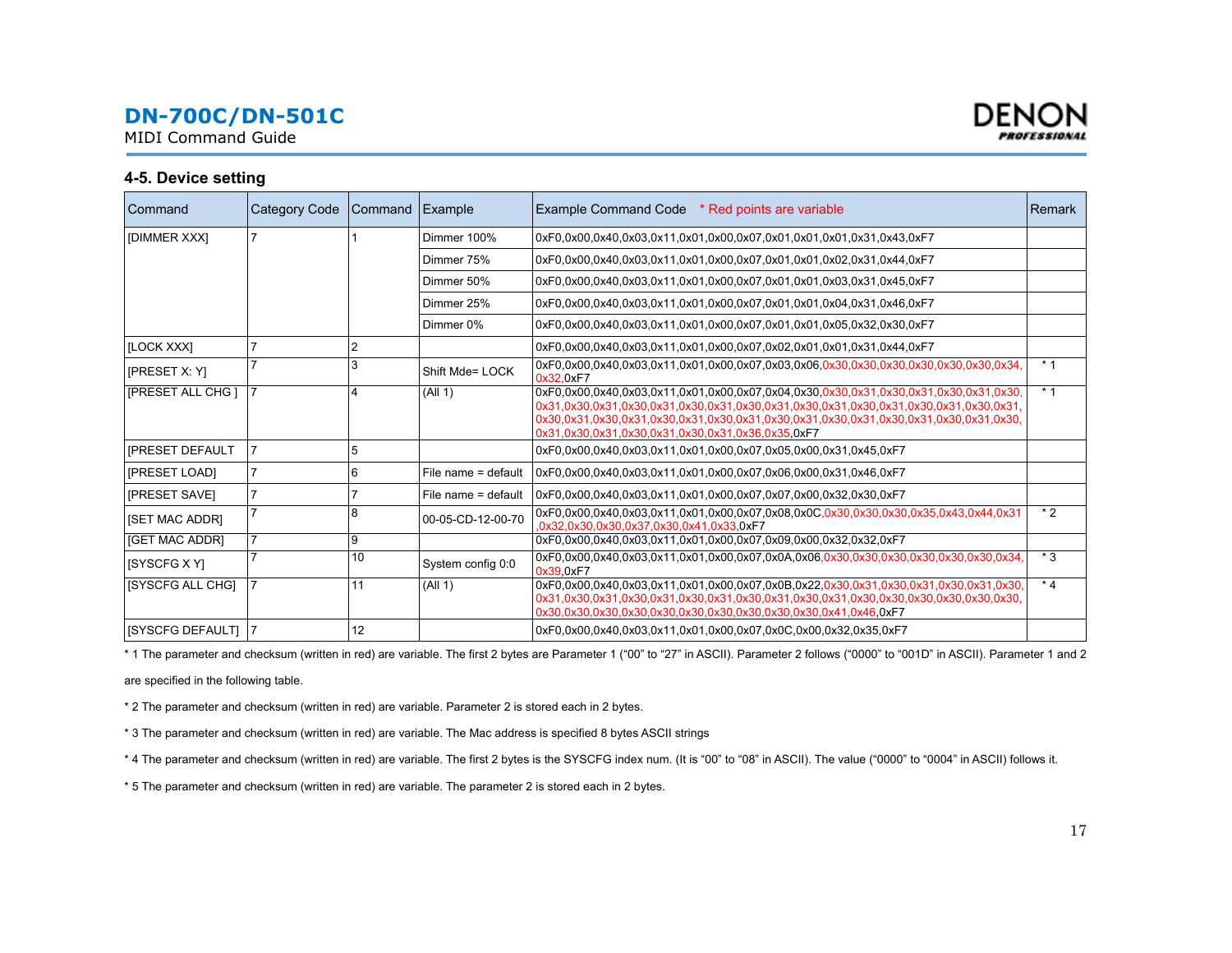## 4-5. Device setting

| Command | Category Code | Command | Example | Example Command Code * Red points are variable | Remark |
|---|---|---|---|---|---|
| [DIMMER XXX] | 7 | 1 | Dimmer 100% | 0xF0,0x00,0x40,0x03,0x11,0x01,0x00,0x07,0x01,0x01,0x01,0x31,0x43,0xF7 | |
| | | | Dimmer 75% | 0xF0,0x00,0x40,0x03,0x11,0x01,0x00,0x07,0x01,0x01,0x02,0x31,0x44,0xF7 | |
| | | | Dimmer 50% | 0xF0,0x00,0x40,0x03,0x11,0x01,0x00,0x07,0x01,0x01,0x03,0x31,0x45,0xF7 | |
| | | | Dimmer 25% | 0xF0,0x00,0x40,0x03,0x11,0x01,0x00,0x07,0x01,0x01,0x04,0x31,0x46,0xF7 | |
| | | | Dimmer 0% | 0xF0,0x00,0x40,0x03,0x11,0x01,0x00,0x07,0x01,0x01,0x05,0x32,0x30,0xF7 | |
| [LOCK XXX] | 7 | 2 | | 0xF0,0x00,0x40,0x03,0x11,0x01,0x00,0x07,0x02,0x01,0x01,0x31,0x44,0xF7 | |
| [PRESET X: Y] | 7 | 3 | Shift Mde= LOCK | 0xF0,0x00,0x40,0x03,0x11,0x01,0x00,0x07,0x03,0x06,0x30,0x30,0x30,0x30,0x30,0x30,0x34,0x32,0xF7 | * 1 |
| [PRESET ALL CHG ] | 7 | 4 | (All 1) | 0xF0,0x00,0x40,0x03,0x11,0x01,0x00,0x07,0x04,0x30,0x30,0x31,0x30,0x31,0x30,0x31,0x30,0x31,0x30,0x31,0x30,0x31,0x30,0x31,0x30,0x31,0x30,0x31,0x30,0x31,0x30,0x31,0x30,0x31,0x30,0x31,0x30,0x31,0x30,0x31,0x30,0x31,0x30,0x31,0x30,0x31,0x30,0x31,0x30,0x31,0x30,0x31,0x30,0x31,0x30,0x31,0x30,0x31,0x30,0x31,0x30,0x31,0x30,0x31,0x36,0x35,0xF7 | * 1 |
| [PRESET DEFAULT | 7 | 5 | | 0xF0,0x00,0x40,0x03,0x11,0x01,0x00,0x07,0x05,0x00,0x31,0x45,0xF7 | |
| [PRESET LOAD] | 7 | 6 | File name = default | 0xF0,0x00,0x40,0x03,0x11,0x01,0x00,0x07,0x06,0x00,0x31,0x46,0xF7 | |
| [PRESET SAVE] | 7 | 7 | File name = default | 0xF0,0x00,0x40,0x03,0x11,0x01,0x00,0x07,0x07,0x00,0x32,0x30,0xF7 | |
| [SET MAC ADDR] | 7 | 8 | 00-05-CD-12-00-70 | 0xF0,0x00,0x40,0x03,0x11,0x01,0x00,0x07,0x08,0x0C,0x30,0x30,0x30,0x35,0x43,0x44,0x31,0x32,0x30,0x30,0x37,0x30,0x41,0x33,0xF7 | * 2 |
| [GET MAC ADDR] | 7 | 9 | | 0xF0,0x00,0x40,0x03,0x11,0x01,0x00,0x07,0x09,0x00,0x32,0x32,0xF7 | |
| [SYSCFG X Y] | 7 | 10 | System config 0:0 | 0xF0,0x00,0x40,0x03,0x11,0x01,0x00,0x07,0x0A,0x06,0x30,0x30,0x30,0x30,0x30,0x30,0x34,0x39,0xF7 | * 3 |
| [SYSCFG ALL CHG] | 7 | 11 | (All 1) | 0xF0,0x00,0x40,0x03,0x11,0x01,0x00,0x07,0x0B,0x22,0x30,0x31,0x30,0x31,0x30,0x31,0x30,0x31,0x30,0x31,0x30,0x31,0x30,0x31,0x30,0x31,0x30,0x31,0x30,0x31,0x30,0x30,0x30,0x30,0x30,0x30,0x30,0x30,0x30,0x30,0x30,0x30,0x30,0x30,0x30,0x30,0x30,0x30,0x30,0x30,0x41,0x46,0xF7 | * 4 |
| [SYSCFG DEFAULT] | 7 | 12 | | 0xF0,0x00,0x40,0x03,0x11,0x01,0x00,0x07,0x0C,0x00,0x32,0x35,0xF7 | |

* 1 The parameter and checksum (written in red) are variable. The first 2 bytes are Parameter 1 ("00" to "27" in ASCII). Parameter 2 follows ("0000" to "001D" in ASCII). Parameter 1 and 2 are specified in the following table.

* 2 The parameter and checksum (written in red) are variable. Parameter 2 is stored each in 2 bytes.

* 3 The parameter and checksum (written in red) are variable. The Mac address is specified 8 bytes ASCII strings

* 4 The parameter and checksum (written in red) are variable. The first 2 bytes is the SYSCFG index num. (It is "00" to "08" in ASCII). The value ("0000" to "0004" in ASCII) follows it.

* 5 The parameter and checksum (written in red) are variable. The parameter 2 is stored each in 2 bytes.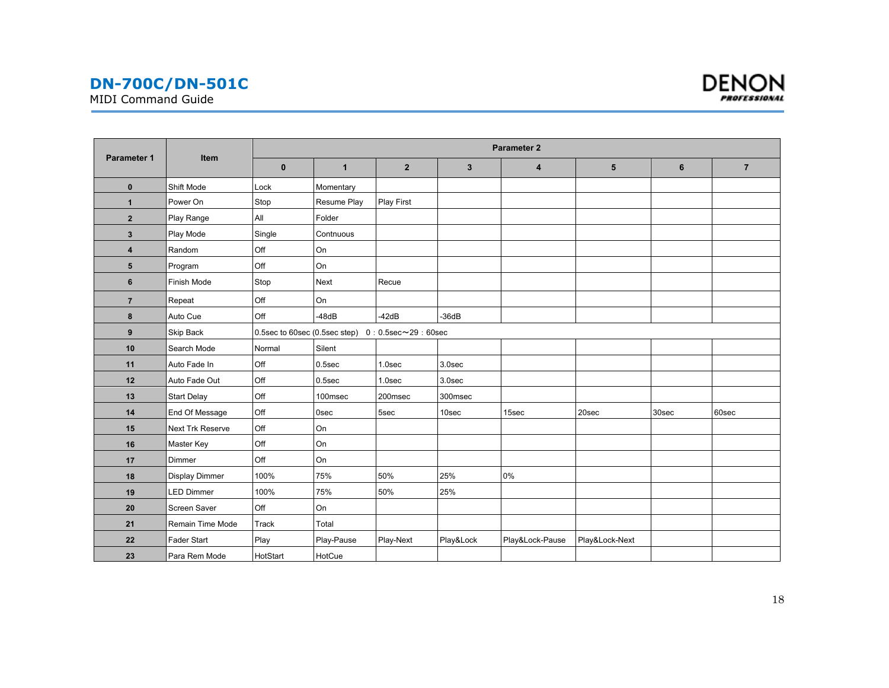# DN-700C/DN-501C

MIDI Command Guide

| Parameter 1 | Item | Parameter 2 | | | | | | | |
|---|---|---|---|---|---|---|---|---|---|
| | | 0 | 1 | 2 | 3 | 4 | 5 | 6 | 7 |
| 0 | Shift Mode | Lock | Momentary | | | | | | |
| 1 | Power On | Stop | Resume Play | Play First | | | | | |
| 2 | Play Range | All | Folder | | | | | | |
| 3 | Play Mode | Single | Contnuous | | | | | | |
| 4 | Random | Off | On | | | | | | |
| 5 | Program | Off | On | | | | | | |
| 6 | Finish Mode | Stop | Next | Recue | | | | | |
| 7 | Repeat | Off | On | | | | | | |
| 8 | Auto Cue | Off | -48dB | -42dB | -36dB | | | | |
| 9 | Skip Back | 0.5sec to 60sec (0.5sec step) 0：0.5sec～29：60sec | | | | | | | |
| 10 | Search Mode | Normal | Silent | | | | | | |
| 11 | Auto Fade In | Off | 0.5sec | 1.0sec | 3.0sec | | | | |
| 12 | Auto Fade Out | Off | 0.5sec | 1.0sec | 3.0sec | | | | |
| 13 | Start Delay | Off | 100msec | 200msec | 300msec | | | | |
| 14 | End Of Message | Off | 0sec | 5sec | 10sec | 15sec | 20sec | 30sec | 60sec |
| 15 | Next Trk Reserve | Off | On | | | | | | |
| 16 | Master Key | Off | On | | | | | | |
| 17 | Dimmer | Off | On | | | | | | |
| 18 | Display Dimmer | 100% | 75% | 50% | 25% | 0% | | | |
| 19 | LED Dimmer | 100% | 75% | 50% | 25% | | | | |
| 20 | Screen Saver | Off | On | | | | | | |
| 21 | Remain Time Mode | Track | Total | | | | | | |
| 22 | Fader Start | Play | Play-Pause | Play-Next | Play&Lock | Play&Lock-Pause | Play&Lock-Next | | |
| 23 | Para Rem Mode | HotStart | HotCue | | | | | | |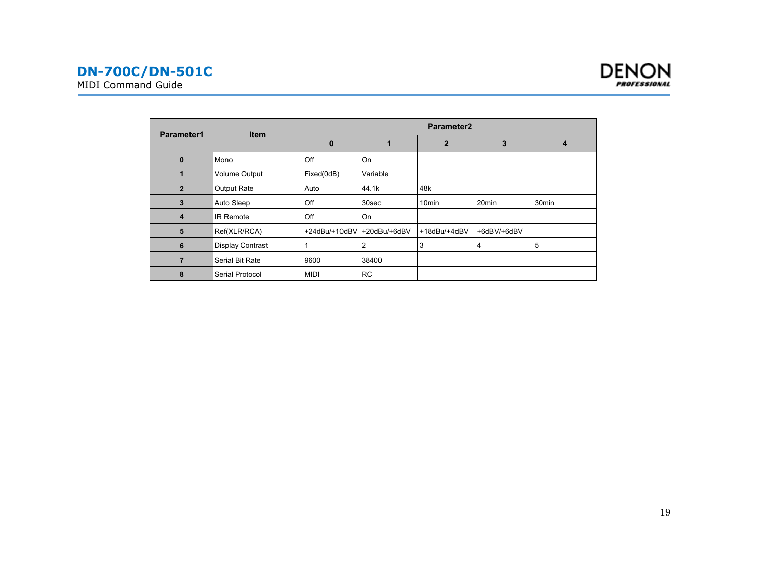| Parameter1 | Item | Parameter2 | | | | |
|---|---|---|---|---|---|---|
| | | 0 | 1 | 2 | 3 | 4 |
| 0 | Mono | Off | On | | | |
| 1 | Volume Output | Fixed(0dB) | Variable | | | |
| 2 | Output Rate | Auto | 44.1k | 48k | | |
| 3 | Auto Sleep | Off | 30sec | 10min | 20min | 30min |
| 4 | IR Remote | Off | On | | | |
| 5 | Ref(XLR/RCA) | +24dBu/+10dBV | +20dBu/+6dBV | +18dBu/+4dBV | +6dBV/+6dBV | |
| 6 | Display Contrast | 1 | 2 | 3 | 4 | 5 |
| 7 | Serial Bit Rate | 9600 | 38400 | | | |
| 8 | Serial Protocol | MIDI | RC | | | |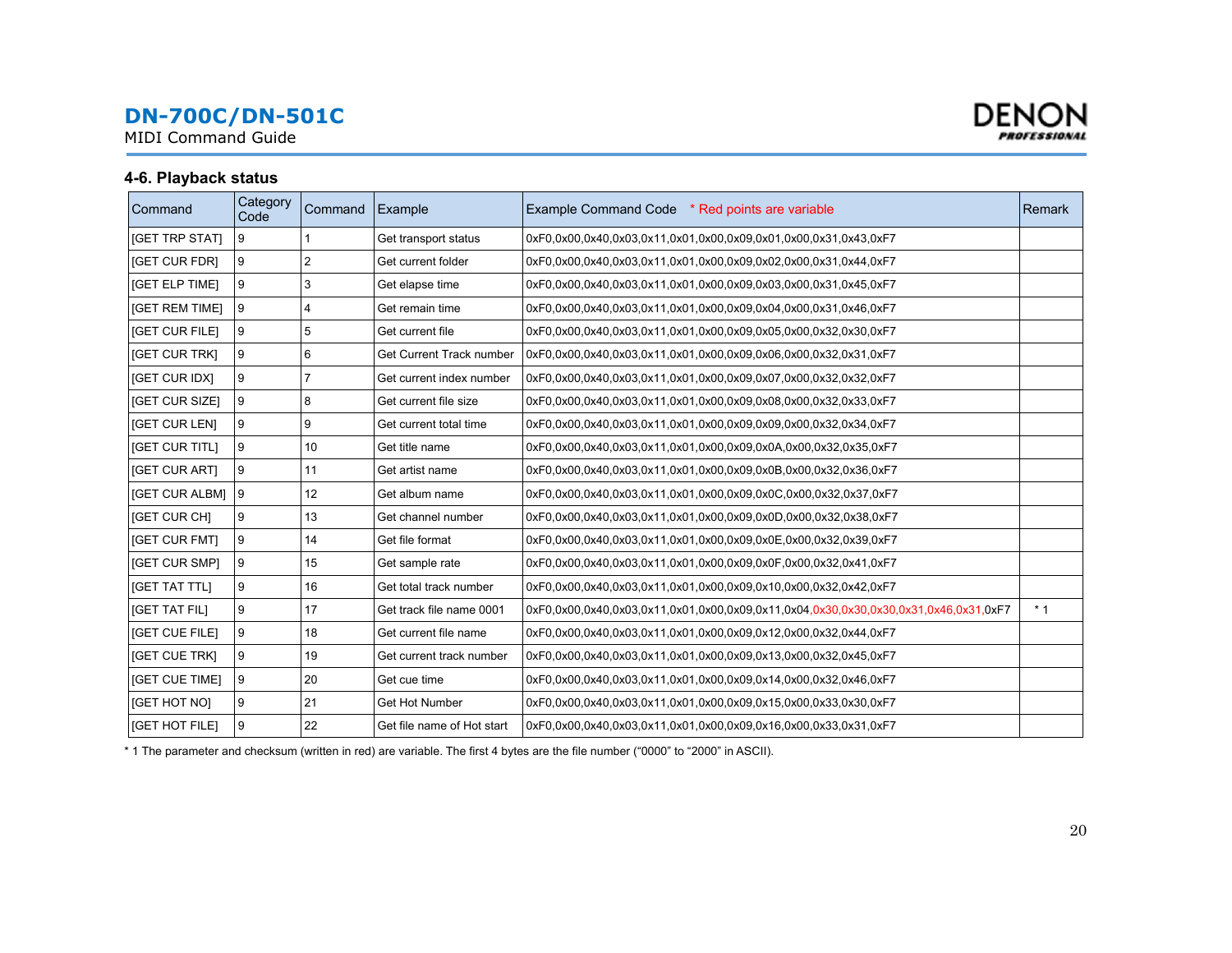## 4-6. Playback status

| Command | Category Code | Command | Example | Example Command Code * Red points are variable | Remark |
|---|---|---|---|---|---|
| [GET TRP STAT] | 9 | 1 | Get transport status | 0xF0,0x00,0x40,0x03,0x11,0x01,0x00,0x09,0x01,0x00,0x31,0x43,0xF7 | |
| [GET CUR FDR] | 9 | 2 | Get current folder | 0xF0,0x00,0x40,0x03,0x11,0x01,0x00,0x09,0x02,0x00,0x31,0x44,0xF7 | |
| [GET ELP TIME] | 9 | 3 | Get elapse time | 0xF0,0x00,0x40,0x03,0x11,0x01,0x00,0x09,0x03,0x00,0x31,0x45,0xF7 | |
| [GET REM TIME] | 9 | 4 | Get remain time | 0xF0,0x00,0x40,0x03,0x11,0x01,0x00,0x09,0x04,0x00,0x31,0x46,0xF7 | |
| [GET CUR FILE] | 9 | 5 | Get current file | 0xF0,0x00,0x40,0x03,0x11,0x01,0x00,0x09,0x05,0x00,0x32,0x30,0xF7 | |
| [GET CUR TRK] | 9 | 6 | Get Current Track number | 0xF0,0x00,0x40,0x03,0x11,0x01,0x00,0x09,0x06,0x00,0x32,0x31,0xF7 | |
| [GET CUR IDX] | 9 | 7 | Get current index number | 0xF0,0x00,0x40,0x03,0x11,0x01,0x00,0x09,0x07,0x00,0x32,0x32,0xF7 | |
| [GET CUR SIZE] | 9 | 8 | Get current file size | 0xF0,0x00,0x40,0x03,0x11,0x01,0x00,0x09,0x08,0x00,0x32,0x33,0xF7 | |
| [GET CUR LEN] | 9 | 9 | Get current total time | 0xF0,0x00,0x40,0x03,0x11,0x01,0x00,0x09,0x09,0x00,0x32,0x34,0xF7 | |
| [GET CUR TITL] | 9 | 10 | Get title name | 0xF0,0x00,0x40,0x03,0x11,0x01,0x00,0x09,0x0A,0x00,0x32,0x35,0xF7 | |
| [GET CUR ART] | 9 | 11 | Get artist name | 0xF0,0x00,0x40,0x03,0x11,0x01,0x00,0x09,0x0B,0x00,0x32,0x36,0xF7 | |
| [GET CUR ALBM] | 9 | 12 | Get album name | 0xF0,0x00,0x40,0x03,0x11,0x01,0x00,0x09,0x0C,0x00,0x32,0x37,0xF7 | |
| [GET CUR CH] | 9 | 13 | Get channel number | 0xF0,0x00,0x40,0x03,0x11,0x01,0x00,0x09,0x0D,0x00,0x32,0x38,0xF7 | |
| [GET CUR FMT] | 9 | 14 | Get file format | 0xF0,0x00,0x40,0x03,0x11,0x01,0x00,0x09,0x0E,0x00,0x32,0x39,0xF7 | |
| [GET CUR SMP] | 9 | 15 | Get sample rate | 0xF0,0x00,0x40,0x03,0x11,0x01,0x00,0x09,0x0F,0x00,0x32,0x41,0xF7 | |
| [GET TAT TTL] | 9 | 16 | Get total track number | 0xF0,0x00,0x40,0x03,0x11,0x01,0x00,0x09,0x10,0x00,0x32,0x42,0xF7 | |
| [GET TAT FIL] | 9 | 17 | Get track file name 0001 | 0xF0,0x00,0x40,0x03,0x11,0x01,0x00,0x09,0x11,0x04,0x30,0x30,0x30,0x31,0x46,0x31,0xF7 | * 1 |
| [GET CUE FILE] | 9 | 18 | Get current file name | 0xF0,0x00,0x40,0x03,0x11,0x01,0x00,0x09,0x12,0x00,0x32,0x44,0xF7 | |
| [GET CUE TRK] | 9 | 19 | Get current track number | 0xF0,0x00,0x40,0x03,0x11,0x01,0x00,0x09,0x13,0x00,0x32,0x45,0xF7 | |
| [GET CUE TIME] | 9 | 20 | Get cue time | 0xF0,0x00,0x40,0x03,0x11,0x01,0x00,0x09,0x14,0x00,0x32,0x46,0xF7 | |
| [GET HOT NO] | 9 | 21 | Get Hot Number | 0xF0,0x00,0x40,0x03,0x11,0x01,0x00,0x09,0x15,0x00,0x33,0x30,0xF7 | |
| [GET HOT FILE] | 9 | 22 | Get file name of Hot start | 0xF0,0x00,0x40,0x03,0x11,0x01,0x00,0x09,0x16,0x00,0x33,0x31,0xF7 | |

* 1 The parameter and checksum (written in red) are variable. The first 4 bytes are the file number ("0000" to "2000" in ASCII).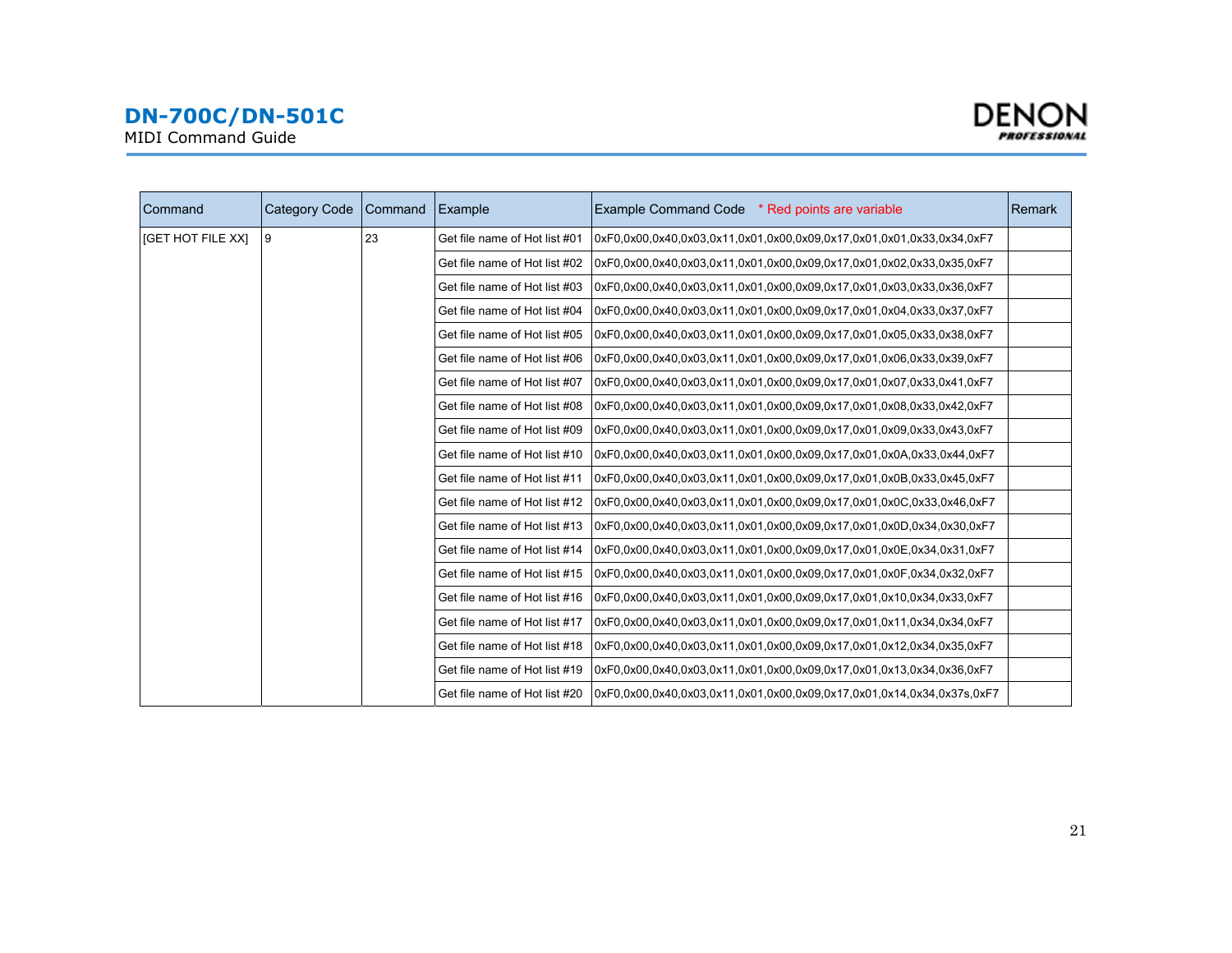| Command | Category Code | Command | Example | Example Command Code * Red points are variable | Remark |
|---|---|---|---|---|---|
| [GET HOT FILE XX] | 9 | 23 | Get file name of Hot list #01 | 0xF0,0x00,0x40,0x03,0x11,0x01,0x00,0x09,0x17,0x01,0x01,0x33,0x34,0xF7 | |
| | | | Get file name of Hot list #02 | 0xF0,0x00,0x40,0x03,0x11,0x01,0x00,0x09,0x17,0x01,0x02,0x33,0x35,0xF7 | |
| | | | Get file name of Hot list #03 | 0xF0,0x00,0x40,0x03,0x11,0x01,0x00,0x09,0x17,0x01,0x03,0x33,0x36,0xF7 | |
| | | | Get file name of Hot list #04 | 0xF0,0x00,0x40,0x03,0x11,0x01,0x00,0x09,0x17,0x01,0x04,0x33,0x37,0xF7 | |
| | | | Get file name of Hot list #05 | 0xF0,0x00,0x40,0x03,0x11,0x01,0x00,0x09,0x17,0x01,0x05,0x33,0x38,0xF7 | |
| | | | Get file name of Hot list #06 | 0xF0,0x00,0x40,0x03,0x11,0x01,0x00,0x09,0x17,0x01,0x06,0x33,0x39,0xF7 | |
| | | | Get file name of Hot list #07 | 0xF0,0x00,0x40,0x03,0x11,0x01,0x00,0x09,0x17,0x01,0x07,0x33,0x41,0xF7 | |
| | | | Get file name of Hot list #08 | 0xF0,0x00,0x40,0x03,0x11,0x01,0x00,0x09,0x17,0x01,0x08,0x33,0x42,0xF7 | |
| | | | Get file name of Hot list #09 | 0xF0,0x00,0x40,0x03,0x11,0x01,0x00,0x09,0x17,0x01,0x09,0x33,0x43,0xF7 | |
| | | | Get file name of Hot list #10 | 0xF0,0x00,0x40,0x03,0x11,0x01,0x00,0x09,0x17,0x01,0x0A,0x33,0x44,0xF7 | |
| | | | Get file name of Hot list #11 | 0xF0,0x00,0x40,0x03,0x11,0x01,0x00,0x09,0x17,0x01,0x0B,0x33,0x45,0xF7 | |
| | | | Get file name of Hot list #12 | 0xF0,0x00,0x40,0x03,0x11,0x01,0x00,0x09,0x17,0x01,0x0C,0x33,0x46,0xF7 | |
| | | | Get file name of Hot list #13 | 0xF0,0x00,0x40,0x03,0x11,0x01,0x00,0x09,0x17,0x01,0x0D,0x34,0x30,0xF7 | |
| | | | Get file name of Hot list #14 | 0xF0,0x00,0x40,0x03,0x11,0x01,0x00,0x09,0x17,0x01,0x0E,0x34,0x31,0xF7 | |
| | | | Get file name of Hot list #15 | 0xF0,0x00,0x40,0x03,0x11,0x01,0x00,0x09,0x17,0x01,0x0F,0x34,0x32,0xF7 | |
| | | | Get file name of Hot list #16 | 0xF0,0x00,0x40,0x03,0x11,0x01,0x00,0x09,0x17,0x01,0x10,0x34,0x33,0xF7 | |
| | | | Get file name of Hot list #17 | 0xF0,0x00,0x40,0x03,0x11,0x01,0x00,0x09,0x17,0x01,0x11,0x34,0x34,0xF7 | |
| | | | Get file name of Hot list #18 | 0xF0,0x00,0x40,0x03,0x11,0x01,0x00,0x09,0x17,0x01,0x12,0x34,0x35,0xF7 | |
| | | | Get file name of Hot list #19 | 0xF0,0x00,0x40,0x03,0x11,0x01,0x00,0x09,0x17,0x01,0x13,0x34,0x36,0xF7 | |
| | | | Get file name of Hot list #20 | 0xF0,0x00,0x40,0x03,0x11,0x01,0x00,0x09,0x17,0x01,0x14,0x34,0x37s,0xF7 | |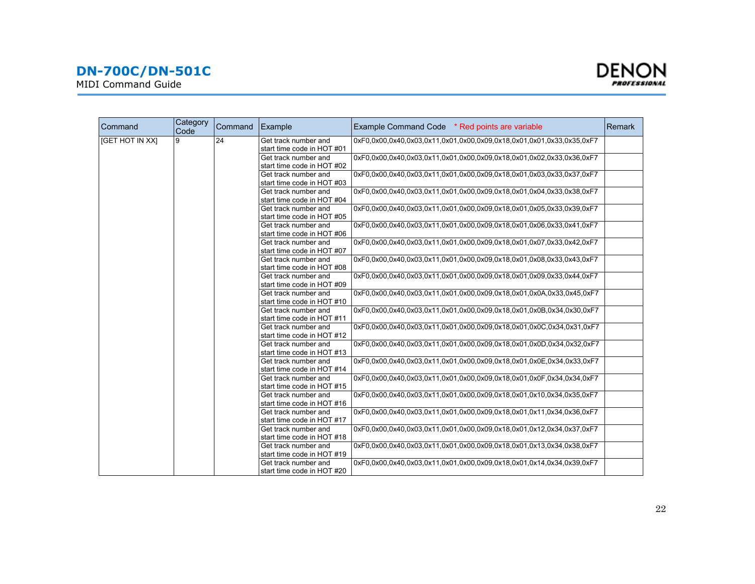# DN-700C/DN-501C

MIDI Command Guide

| Command | Category Code | Command | Example | Example Command Code * Red points are variable | Remark |
|---|---|---|---|---|---|
| [GET HOT IN XX] | 9 | 24 | Get track number and start time code in HOT #01 | 0xF0,0x00,0x40,0x03,0x11,0x01,0x00,0x09,0x18,0x01,0x01,0x33,0x35,0xF7 | |
| | | | Get track number and start time code in HOT #02 | 0xF0,0x00,0x40,0x03,0x11,0x01,0x00,0x09,0x18,0x01,0x02,0x33,0x36,0xF7 | |
| | | | Get track number and start time code in HOT #03 | 0xF0,0x00,0x40,0x03,0x11,0x01,0x00,0x09,0x18,0x01,0x03,0x33,0x37,0xF7 | |
| | | | Get track number and start time code in HOT #04 | 0xF0,0x00,0x40,0x03,0x11,0x01,0x00,0x09,0x18,0x01,0x04,0x33,0x38,0xF7 | |
| | | | Get track number and start time code in HOT #05 | 0xF0,0x00,0x40,0x03,0x11,0x01,0x00,0x09,0x18,0x01,0x05,0x33,0x39,0xF7 | |
| | | | Get track number and start time code in HOT #06 | 0xF0,0x00,0x40,0x03,0x11,0x01,0x00,0x09,0x18,0x01,0x06,0x33,0x41,0xF7 | |
| | | | Get track number and start time code in HOT #07 | 0xF0,0x00,0x40,0x03,0x11,0x01,0x00,0x09,0x18,0x01,0x07,0x33,0x42,0xF7 | |
| | | | Get track number and start time code in HOT #08 | 0xF0,0x00,0x40,0x03,0x11,0x01,0x00,0x09,0x18,0x01,0x08,0x33,0x43,0xF7 | |
| | | | Get track number and start time code in HOT #09 | 0xF0,0x00,0x40,0x03,0x11,0x01,0x00,0x09,0x18,0x01,0x09,0x33,0x44,0xF7 | |
| | | | Get track number and start time code in HOT #10 | 0xF0,0x00,0x40,0x03,0x11,0x01,0x00,0x09,0x18,0x01,0x0A,0x33,0x45,0xF7 | |
| | | | Get track number and start time code in HOT #11 | 0xF0,0x00,0x40,0x03,0x11,0x01,0x00,0x09,0x18,0x01,0x0B,0x34,0x30,0xF7 | |
| | | | Get track number and start time code in HOT #12 | 0xF0,0x00,0x40,0x03,0x11,0x01,0x00,0x09,0x18,0x01,0x0C,0x34,0x31,0xF7 | |
| | | | Get track number and start time code in HOT #13 | 0xF0,0x00,0x40,0x03,0x11,0x01,0x00,0x09,0x18,0x01,0x0D,0x34,0x32,0xF7 | |
| | | | Get track number and start time code in HOT #14 | 0xF0,0x00,0x40,0x03,0x11,0x01,0x00,0x09,0x18,0x01,0x0E,0x34,0x33,0xF7 | |
| | | | Get track number and start time code in HOT #15 | 0xF0,0x00,0x40,0x03,0x11,0x01,0x00,0x09,0x18,0x01,0x0F,0x34,0x34,0xF7 | |
| | | | Get track number and start time code in HOT #16 | 0xF0,0x00,0x40,0x03,0x11,0x01,0x00,0x09,0x18,0x01,0x10,0x34,0x35,0xF7 | |
| | | | Get track number and start time code in HOT #17 | 0xF0,0x00,0x40,0x03,0x11,0x01,0x00,0x09,0x18,0x01,0x11,0x34,0x36,0xF7 | |
| | | | Get track number and start time code in HOT #18 | 0xF0,0x00,0x40,0x03,0x11,0x01,0x00,0x09,0x18,0x01,0x12,0x34,0x37,0xF7 | |
| | | | Get track number and start time code in HOT #19 | 0xF0,0x00,0x40,0x03,0x11,0x01,0x00,0x09,0x18,0x01,0x13,0x34,0x38,0xF7 | |
| | | | Get track number and start time code in HOT #20 | 0xF0,0x00,0x40,0x03,0x11,0x01,0x00,0x09,0x18,0x01,0x14,0x34,0x39,0xF7 | |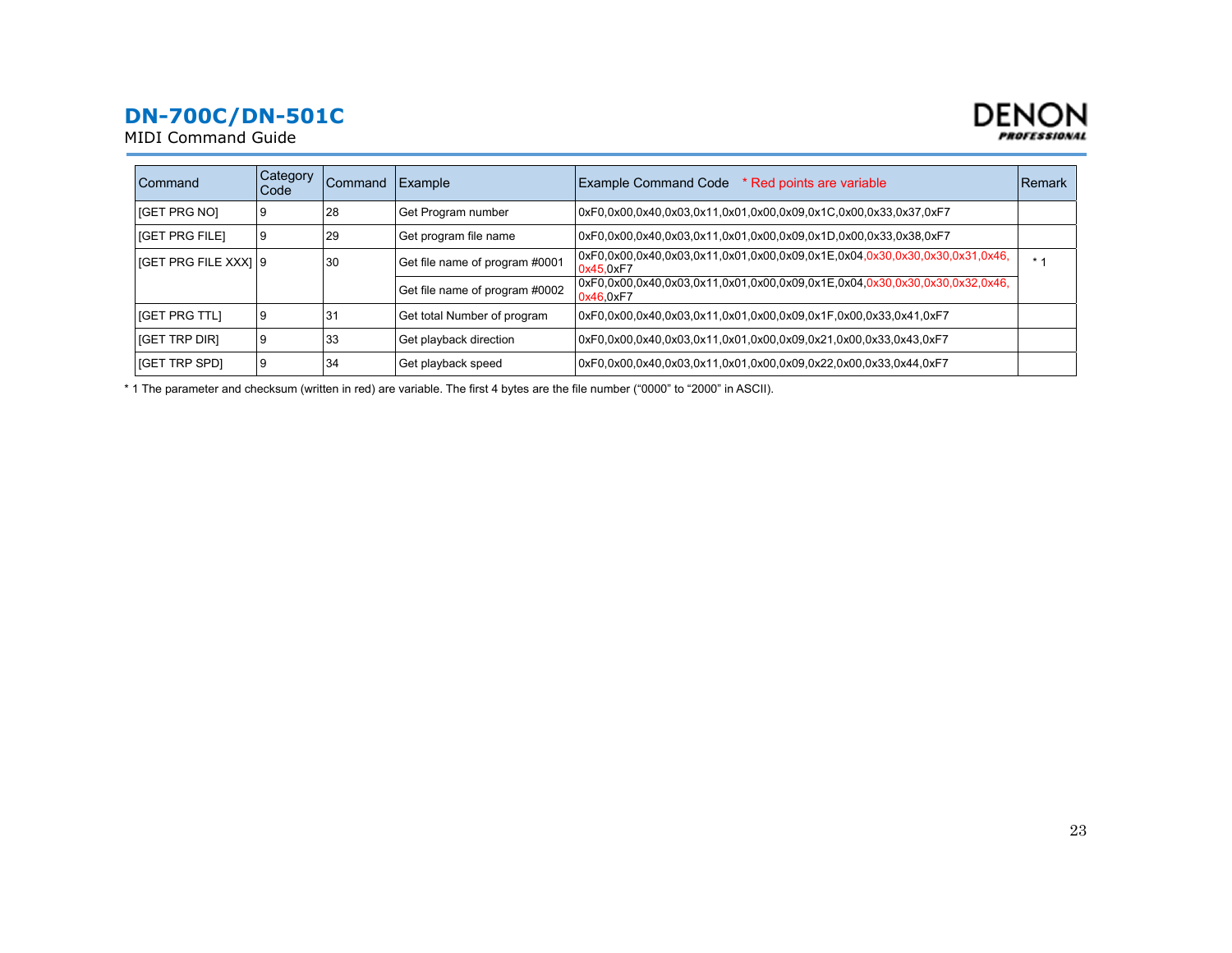# DN-700C/DN-501C

MIDI Command Guide

| Command | Category Code | Command | Example | Example Command Code * Red points are variable | Remark |
|---|---|---|---|---|---|
| [GET PRG NO] | 9 | 28 | Get Program number | 0xF0,0x00,0x40,0x03,0x11,0x01,0x00,0x09,0x1C,0x00,0x33,0x37,0xF7 | |
| [GET PRG FILE] | 9 | 29 | Get program file name | 0xF0,0x00,0x40,0x03,0x11,0x01,0x00,0x09,0x1D,0x00,0x33,0x38,0xF7 | |
| [GET PRG FILE XXX] | 9 | 30 | Get file name of program #0001 | 0xF0,0x00,0x40,0x03,0x11,0x01,0x00,0x09,0x1E,0x04,0x30,0x30,0x30,0x31,0x46,0x45,0xF7 | * 1 |
| | | | Get file name of program #0002 | 0xF0,0x00,0x40,0x03,0x11,0x01,0x00,0x09,0x1E,0x04,0x30,0x30,0x30,0x32,0x46,0x46,0xF7 | |
| [GET PRG TTL] | 9 | 31 | Get total Number of program | 0xF0,0x00,0x40,0x03,0x11,0x01,0x00,0x09,0x1F,0x00,0x33,0x41,0xF7 | |
| [GET TRP DIR] | 9 | 33 | Get playback direction | 0xF0,0x00,0x40,0x03,0x11,0x01,0x00,0x09,0x21,0x00,0x33,0x43,0xF7 | |
| [GET TRP SPD] | 9 | 34 | Get playback speed | 0xF0,0x00,0x40,0x03,0x11,0x01,0x00,0x09,0x22,0x00,0x33,0x44,0xF7 | |

* 1 The parameter and checksum (written in red) are variable. The first 4 bytes are the file number (“0000” to “2000” in ASCII).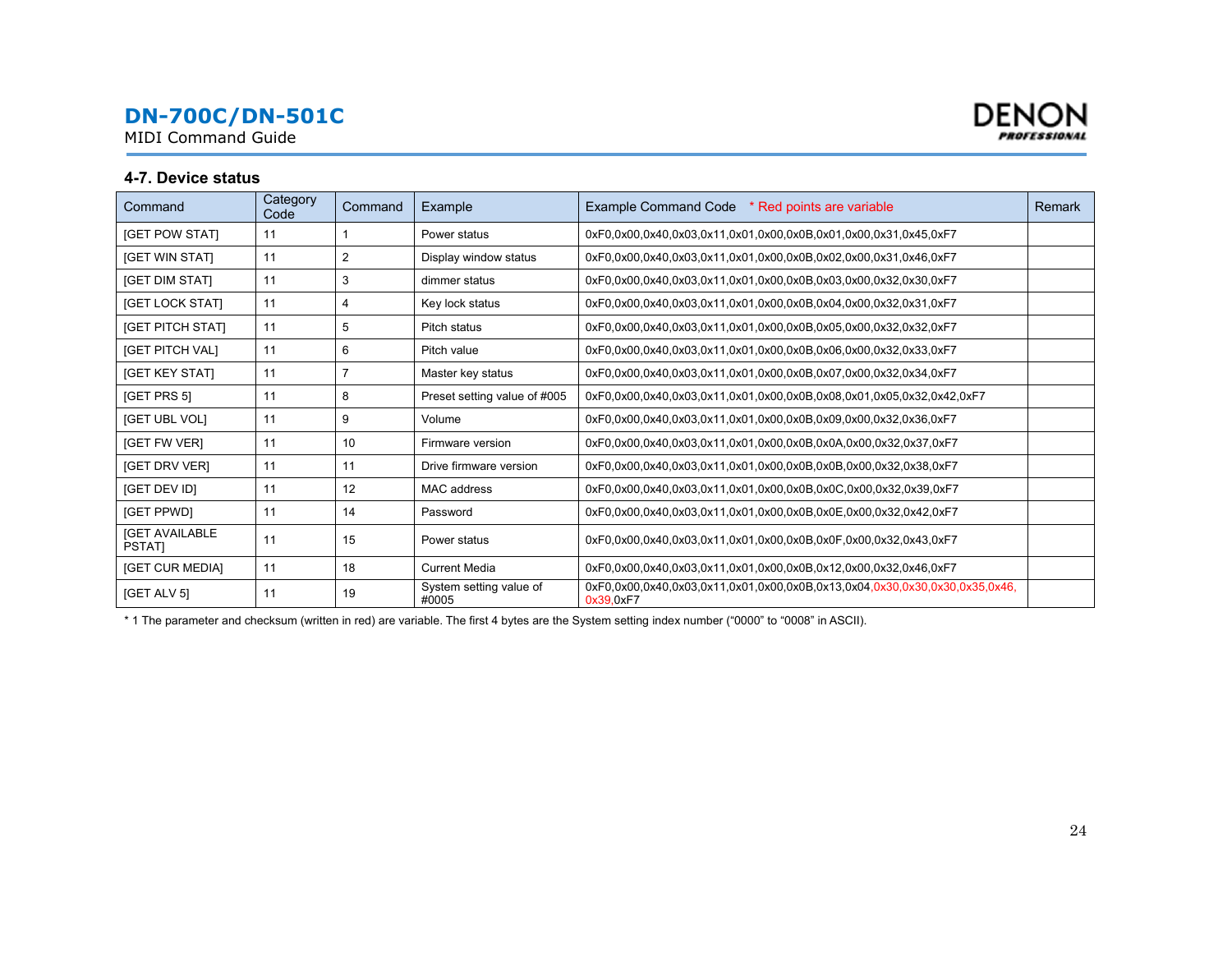### 4-7. Device status

| Command | Category Code | Command | Example | Example Command Code * Red points are variable | Remark |
|---|---|---|---|---|---|
| [GET POW STAT] | 11 | 1 | Power status | 0xF0,0x00,0x40,0x03,0x11,0x01,0x00,0x0B,0x01,0x00,0x31,0x45,0xF7 | |
| [GET WIN STAT] | 11 | 2 | Display window status | 0xF0,0x00,0x40,0x03,0x11,0x01,0x00,0x0B,0x02,0x00,0x31,0x46,0xF7 | |
| [GET DIM STAT] | 11 | 3 | dimmer status | 0xF0,0x00,0x40,0x03,0x11,0x01,0x00,0x0B,0x03,0x00,0x32,0x30,0xF7 | |
| [GET LOCK STAT] | 11 | 4 | Key lock status | 0xF0,0x00,0x40,0x03,0x11,0x01,0x00,0x0B,0x04,0x00,0x32,0x31,0xF7 | |
| [GET PITCH STAT] | 11 | 5 | Pitch status | 0xF0,0x00,0x40,0x03,0x11,0x01,0x00,0x0B,0x05,0x00,0x32,0x32,0xF7 | |
| [GET PITCH VAL] | 11 | 6 | Pitch value | 0xF0,0x00,0x40,0x03,0x11,0x01,0x00,0x0B,0x06,0x00,0x32,0x33,0xF7 | |
| [GET KEY STAT] | 11 | 7 | Master key status | 0xF0,0x00,0x40,0x03,0x11,0x01,0x00,0x0B,0x07,0x00,0x32,0x34,0xF7 | |
| [GET PRS 5] | 11 | 8 | Preset setting value of #005 | 0xF0,0x00,0x40,0x03,0x11,0x01,0x00,0x0B,0x08,0x01,0x05,0x32,0x42,0xF7 | |
| [GET UBL VOL] | 11 | 9 | Volume | 0xF0,0x00,0x40,0x03,0x11,0x01,0x00,0x0B,0x09,0x00,0x32,0x36,0xF7 | |
| [GET FW VER] | 11 | 10 | Firmware version | 0xF0,0x00,0x40,0x03,0x11,0x01,0x00,0x0B,0x0A,0x00,0x32,0x37,0xF7 | |
| [GET DRV VER] | 11 | 11 | Drive firmware version | 0xF0,0x00,0x40,0x03,0x11,0x01,0x00,0x0B,0x0B,0x00,0x32,0x38,0xF7 | |
| [GET DEV ID] | 11 | 12 | MAC address | 0xF0,0x00,0x40,0x03,0x11,0x01,0x00,0x0B,0x0C,0x00,0x32,0x39,0xF7 | |
| [GET PPWD] | 11 | 14 | Password | 0xF0,0x00,0x40,0x03,0x11,0x01,0x00,0x0B,0x0E,0x00,0x32,0x42,0xF7 | |
| [GET AVAILABLE PSTAT] | 11 | 15 | Power status | 0xF0,0x00,0x40,0x03,0x11,0x01,0x00,0x0B,0x0F,0x00,0x32,0x43,0xF7 | |
| [GET CUR MEDIA] | 11 | 18 | Current Media | 0xF0,0x00,0x40,0x03,0x11,0x01,0x00,0x0B,0x12,0x00,0x32,0x46,0xF7 | |
| [GET ALV 5] | 11 | 19 | System setting value of #0005 | 0xF0,0x00,0x40,0x03,0x11,0x01,0x00,0x0B,0x13,0x04,0x30,0x30,0x30,0x35,0x46,0x39,0xF7 | |

* 1 The parameter and checksum (written in red) are variable. The first 4 bytes are the System setting index number ("0000" to "0008" in ASCII).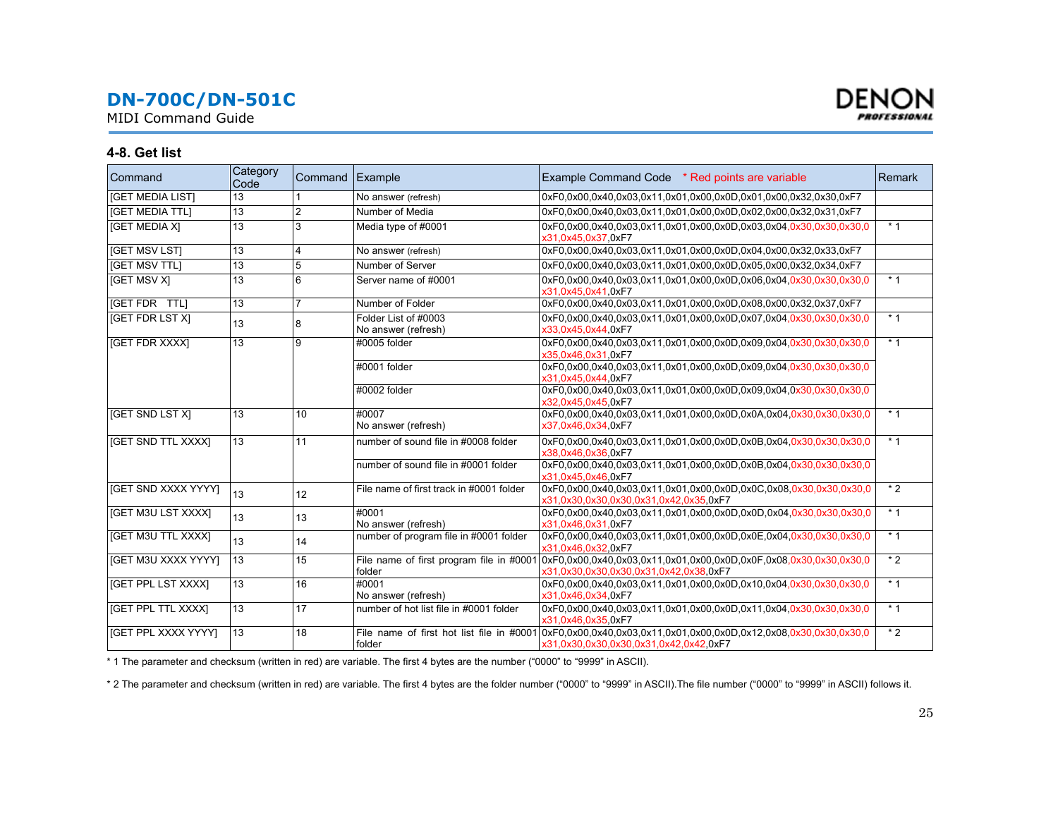## 4-8. Get list

| Command | Category Code | Command | Example | Example Command Code * Red points are variable | Remark |
|---|---|---|---|---|---|
| [GET MEDIA LIST] | 13 | 1 | No answer (refresh) | 0xF0,0x00,0x40,0x03,0x11,0x01,0x00,0x0D,0x01,0x00,0x32,0x30,0xF7 | |
| [GET MEDIA TTL] | 13 | 2 | Number of Media | 0xF0,0x00,0x40,0x03,0x11,0x01,0x00,0x0D,0x02,0x00,0x32,0x31,0xF7 | |
| [GET MEDIA X] | 13 | 3 | Media type of #0001 | 0xF0,0x00,0x40,0x03,0x11,0x01,0x00,0x0D,0x03,0x04,0x30,0x30,0x30,0x31,0x45,0x37,0xF7 | * 1 |
| [GET MSV LST] | 13 | 4 | No answer (refresh) | 0xF0,0x00,0x40,0x03,0x11,0x01,0x00,0x0D,0x04,0x00,0x32,0x33,0xF7 | |
| [GET MSV TTL] | 13 | 5 | Number of Server | 0xF0,0x00,0x40,0x03,0x11,0x01,0x00,0x0D,0x05,0x00,0x32,0x34,0xF7 | |
| [GET MSV X] | 13 | 6 | Server name of #0001 | 0xF0,0x00,0x40,0x03,0x11,0x01,0x00,0x0D,0x06,0x04,0x30,0x30,0x30,0x31,0x45,0x41,0xF7 | * 1 |
| [GET FDR TTL] | 13 | 7 | Number of Folder | 0xF0,0x00,0x40,0x03,0x11,0x01,0x00,0x0D,0x08,0x00,0x32,0x37,0xF7 | |
| [GET FDR LST X] | 13 | 8 | Folder List of #0003 No answer (refresh) | 0xF0,0x00,0x40,0x03,0x11,0x01,0x00,0x0D,0x07,0x04,0x30,0x30,0x30,0x33,0x45,0x44,0xF7 | * 1 |
| [GET FDR XXXX] | 13 | 9 | #0005 folder | 0xF0,0x00,0x40,0x03,0x11,0x01,0x00,0x0D,0x09,0x04,0x30,0x30,0x30,0x35,0x46,0x31,0xF7 | * 1 |
| | | | #0001 folder | 0xF0,0x00,0x40,0x03,0x11,0x01,0x00,0x0D,0x09,0x04,0x30,0x30,0x30,0x31,0x45,0x44,0xF7 | |
| | | | #0002 folder | 0xF0,0x00,0x40,0x03,0x11,0x01,0x00,0x0D,0x09,0x04,0x30,0x30,0x30,0x32,0x45,0x45,0xF7 | |
| [GET SND LST X] | 13 | 10 | #0007 No answer (refresh) | 0xF0,0x00,0x40,0x03,0x11,0x01,0x00,0x0D,0x0A,0x04,0x30,0x30,0x30,0x37,0x46,0x34,0xF7 | * 1 |
| [GET SND TTL XXXX] | 13 | 11 | number of sound file in #0008 folder | 0xF0,0x00,0x40,0x03,0x11,0x01,0x00,0x0D,0x0B,0x04,0x30,0x30,0x30,0x38,0x46,0x36,0xF7 | * 1 |
| | | | number of sound file in #0001 folder | 0xF0,0x00,0x40,0x03,0x11,0x01,0x00,0x0D,0x0B,0x04,0x30,0x30,0x30,0x31,0x45,0x46,0xF7 | |
| [GET SND XXXX YYYY] | 13 | 12 | File name of first track in #0001 folder | 0xF0,0x00,0x40,0x03,0x11,0x01,0x00,0x0D,0x0C,0x08,0x30,0x30,0x30,0x31,0x30,0x30,0x30,0x31,0x42,0x35,0xF7 | * 2 |
| [GET M3U LST XXXX] | 13 | 13 | #0001 No answer (refresh) | 0xF0,0x00,0x40,0x03,0x11,0x01,0x00,0x0D,0x0D,0x04,0x30,0x30,0x30,0x31,0x46,0x31,0xF7 | * 1 |
| [GET M3U TTL XXXX] | 13 | 14 | number of program file in #0001 folder | 0xF0,0x00,0x40,0x03,0x11,0x01,0x00,0x0D,0x0E,0x04,0x30,0x30,0x30,0x31,0x46,0x32,0xF7 | * 1 |
| [GET M3U XXXX YYYY] | 13 | 15 | File name of first program file in #0001 folder | 0xF0,0x00,0x40,0x03,0x11,0x01,0x00,0x0D,0x0F,0x08,0x30,0x30,0x30,0x31,0x30,0x30,0x30,0x31,0x42,0x38,0xF7 | * 2 |
| [GET PPL LST XXXX] | 13 | 16 | #0001 No answer (refresh) | 0xF0,0x00,0x40,0x03,0x11,0x01,0x00,0x0D,0x10,0x04,0x30,0x30,0x30,0x31,0x46,0x34,0xF7 | * 1 |
| [GET PPL TTL XXXX] | 13 | 17 | number of hot list file in #0001 folder | 0xF0,0x00,0x40,0x03,0x11,0x01,0x00,0x0D,0x11,0x04,0x30,0x30,0x30,0x31,0x46,0x35,0xF7 | * 1 |
| [GET PPL XXXX YYYY] | 13 | 18 | File name of first hot list file in #0001 folder | 0xF0,0x00,0x40,0x03,0x11,0x01,0x00,0x0D,0x12,0x08,0x30,0x30,0x30,0x31,0x30,0x30,0x30,0x31,0x42,0x42,0xF7 | * 2 |

* 1 The parameter and checksum (written in red) are variable. The first 4 bytes are the number (“0000” to “9999” in ASCII).

* 2 The parameter and checksum (written in red) are variable. The first 4 bytes are the folder number (“0000” to “9999” in ASCII).The file number (“0000” to “9999” in ASCII) follows it.